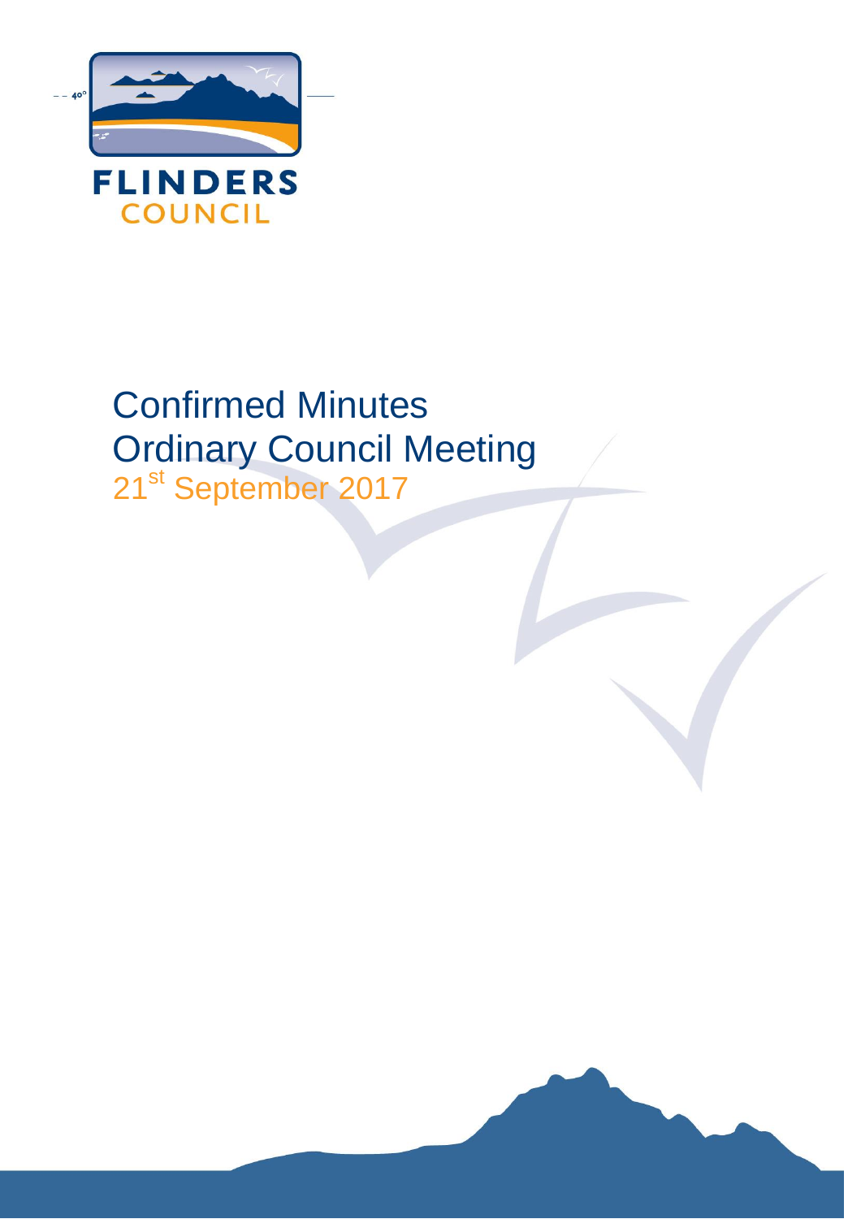FLINDERS COUNCIL

# Confirmed Minutes
# Ordinary Council Meeting
## 21st September 2017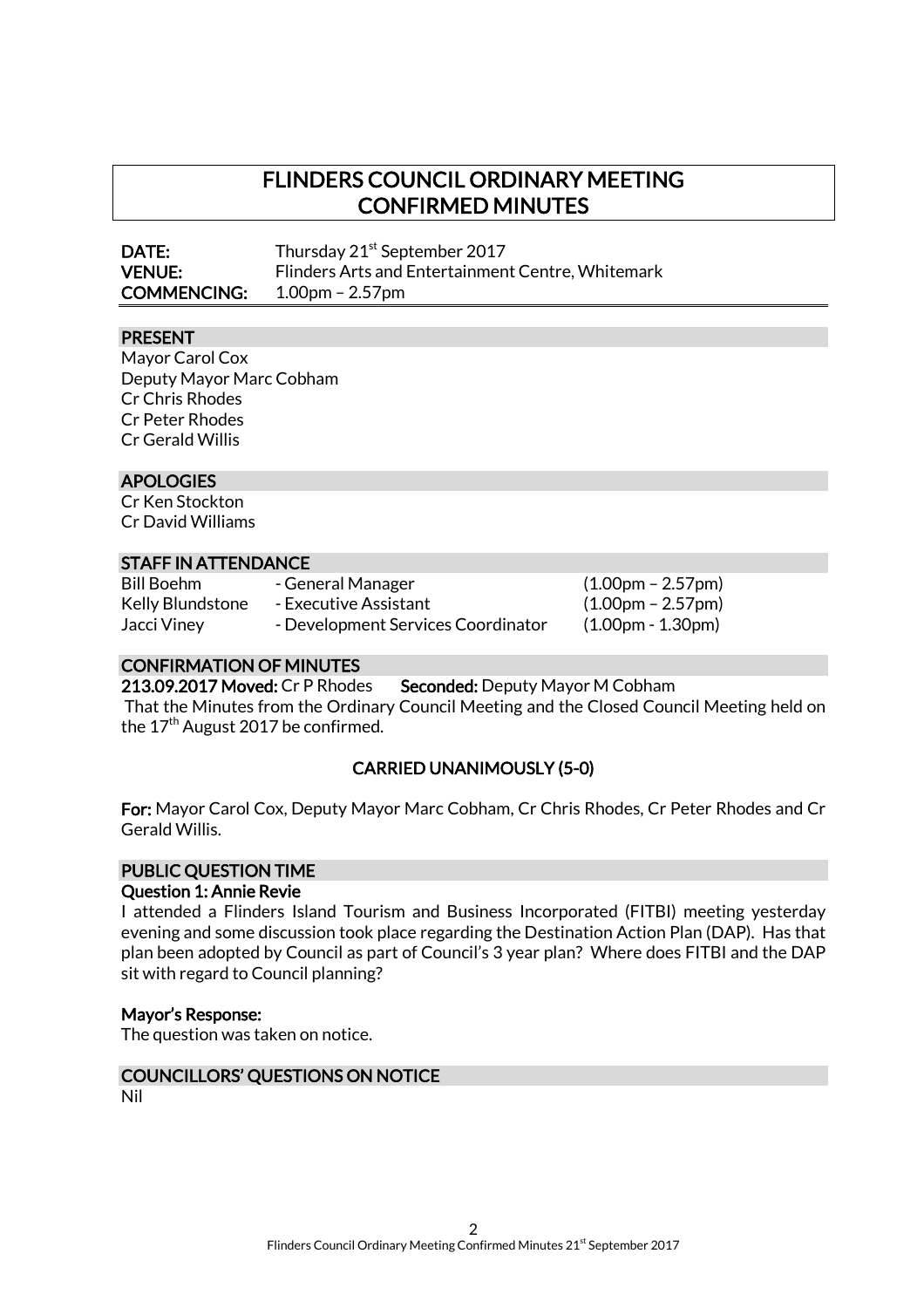# FLINDERS COUNCIL ORDINARY MEETING CONFIRMED MINUTES

**DATE:** Thursday 21st September 2017
**VENUE:** Flinders Arts and Entertainment Centre, Whitemark
**COMMENCING:** 1.00pm – 2.57pm

## PRESENT

Mayor Carol Cox
Deputy Mayor Marc Cobham
Cr Chris Rhodes
Cr Peter Rhodes
Cr Gerald Willis

## APOLOGIES

Cr Ken Stockton
Cr David Williams

## STAFF IN ATTENDANCE

| | | |
|---|---|---|
| Bill Boehm | - General Manager | (1.00pm – 2.57pm) |
| Kelly Blundstone | - Executive Assistant | (1.00pm – 2.57pm) |
| Jacci Viney | - Development Services Coordinator | (1.00pm - 1.30pm) |

## CONFIRMATION OF MINUTES

**213.09.2017 Moved:** Cr P Rhodes **Seconded:** Deputy Mayor M Cobham

That the Minutes from the Ordinary Council Meeting and the Closed Council Meeting held on the 17th August 2017 be confirmed.

**CARRIED UNANIMOUSLY (5-0)**

**For:** Mayor Carol Cox, Deputy Mayor Marc Cobham, Cr Chris Rhodes, Cr Peter Rhodes and Cr Gerald Willis.

## PUBLIC QUESTION TIME

**Question 1: Annie Revie**

I attended a Flinders Island Tourism and Business Incorporated (FITBI) meeting yesterday evening and some discussion took place regarding the Destination Action Plan (DAP). Has that plan been adopted by Council as part of Council's 3 year plan? Where does FITBI and the DAP sit with regard to Council planning?

**Mayor's Response:**

The question was taken on notice.

## COUNCILLORS' QUESTIONS ON NOTICE

Nil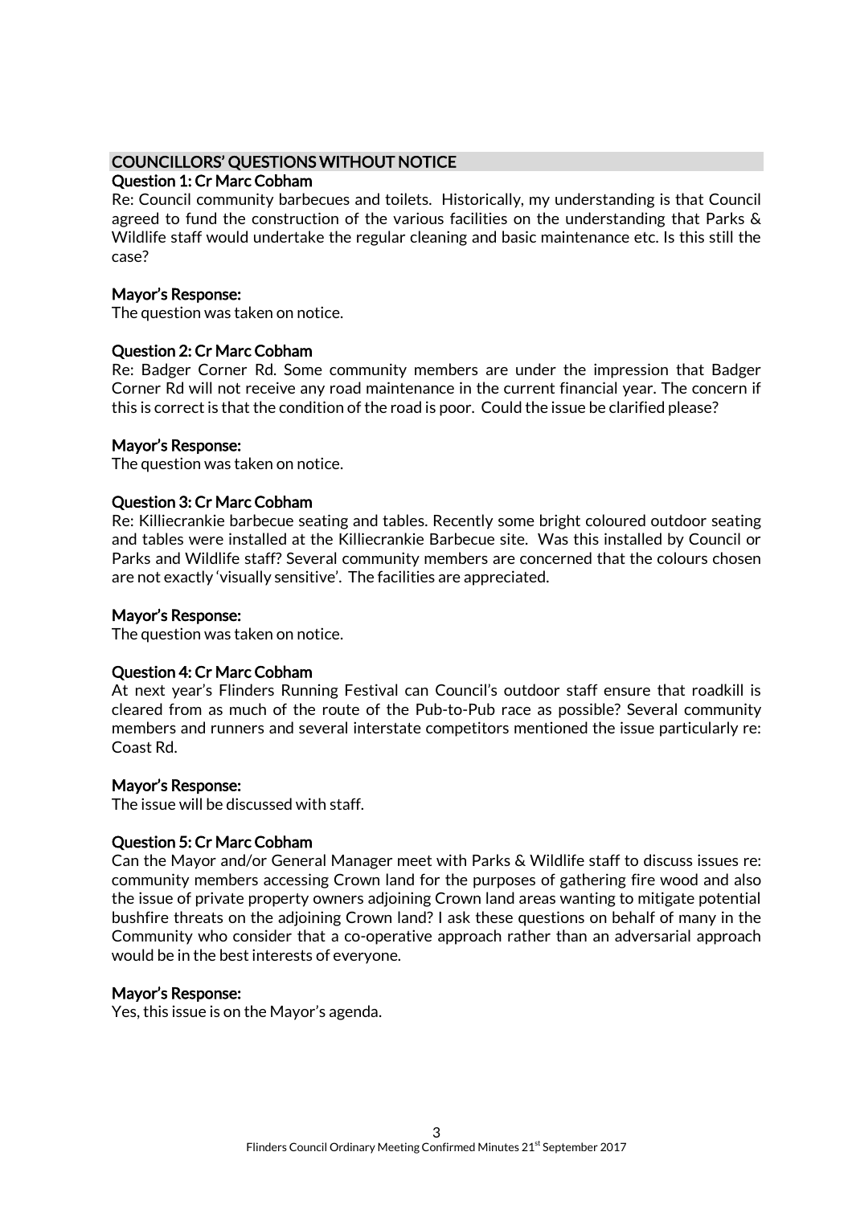## COUNCILLORS' QUESTIONS WITHOUT NOTICE

### Question 1: Cr Marc Cobham

Re: Council community barbecues and toilets. Historically, my understanding is that Council agreed to fund the construction of the various facilities on the understanding that Parks & Wildlife staff would undertake the regular cleaning and basic maintenance etc. Is this still the case?

### Mayor's Response:

The question was taken on notice.

### Question 2: Cr Marc Cobham

Re: Badger Corner Rd. Some community members are under the impression that Badger Corner Rd will not receive any road maintenance in the current financial year. The concern if this is correct is that the condition of the road is poor. Could the issue be clarified please?

### Mayor's Response:

The question was taken on notice.

### Question 3: Cr Marc Cobham

Re: Killiecrankie barbecue seating and tables. Recently some bright coloured outdoor seating and tables were installed at the Killiecrankie Barbecue site. Was this installed by Council or Parks and Wildlife staff? Several community members are concerned that the colours chosen are not exactly 'visually sensitive'. The facilities are appreciated.

### Mayor's Response:

The question was taken on notice.

### Question 4: Cr Marc Cobham

At next year's Flinders Running Festival can Council's outdoor staff ensure that roadkill is cleared from as much of the route of the Pub-to-Pub race as possible? Several community members and runners and several interstate competitors mentioned the issue particularly re: Coast Rd.

### Mayor's Response:

The issue will be discussed with staff.

### Question 5: Cr Marc Cobham

Can the Mayor and/or General Manager meet with Parks & Wildlife staff to discuss issues re: community members accessing Crown land for the purposes of gathering fire wood and also the issue of private property owners adjoining Crown land areas wanting to mitigate potential bushfire threats on the adjoining Crown land? I ask these questions on behalf of many in the Community who consider that a co-operative approach rather than an adversarial approach would be in the best interests of everyone.

### Mayor's Response:

Yes, this issue is on the Mayor's agenda.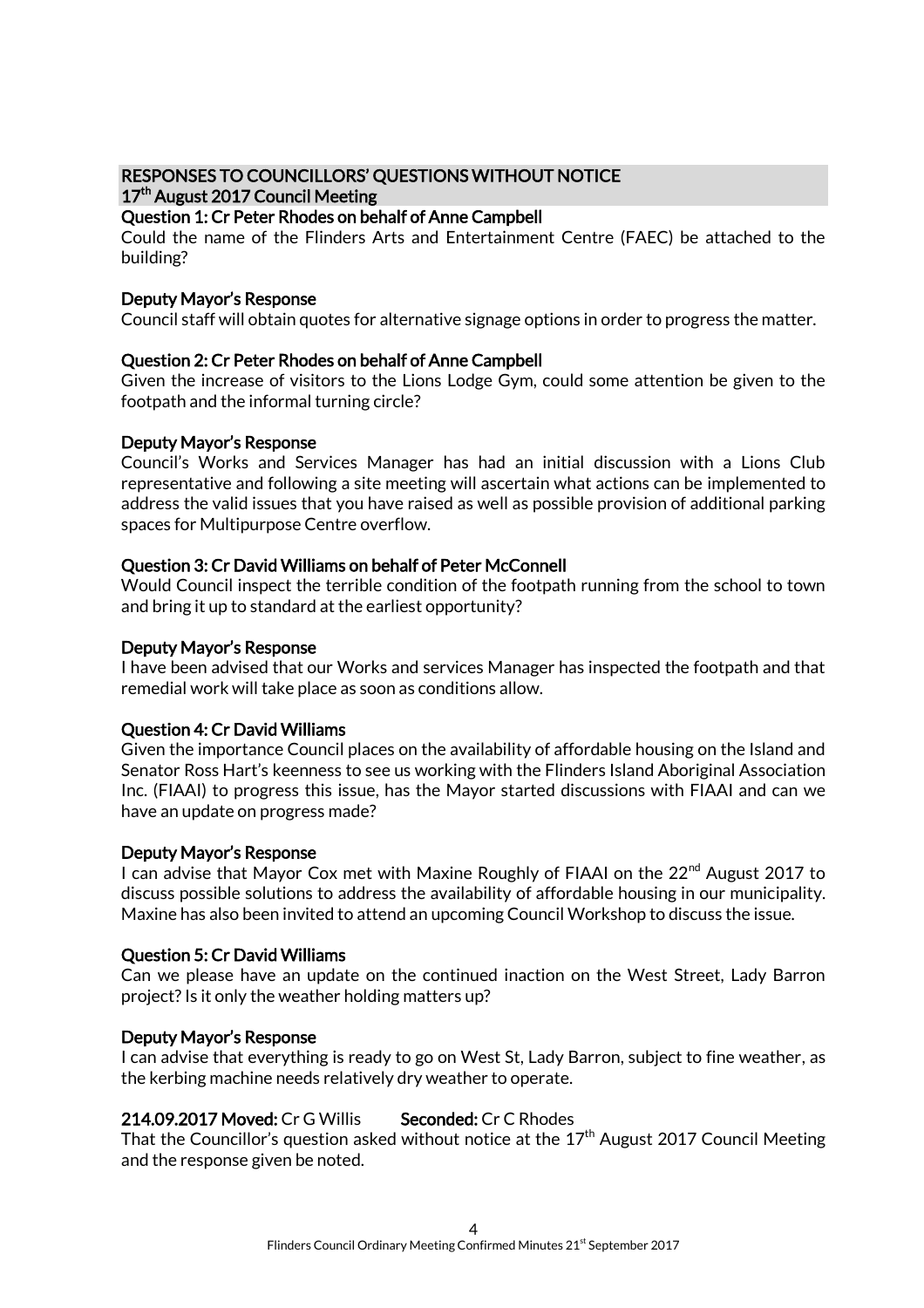## RESPONSES TO COUNCILLORS' QUESTIONS WITHOUT NOTICE
## 17th August 2017 Council Meeting

### Question 1: Cr Peter Rhodes on behalf of Anne Campbell

Could the name of the Flinders Arts and Entertainment Centre (FAEC) be attached to the building?

### Deputy Mayor's Response

Council staff will obtain quotes for alternative signage options in order to progress the matter.

### Question 2: Cr Peter Rhodes on behalf of Anne Campbell

Given the increase of visitors to the Lions Lodge Gym, could some attention be given to the footpath and the informal turning circle?

### Deputy Mayor's Response

Council's Works and Services Manager has had an initial discussion with a Lions Club representative and following a site meeting will ascertain what actions can be implemented to address the valid issues that you have raised as well as possible provision of additional parking spaces for Multipurpose Centre overflow.

### Question 3: Cr David Williams on behalf of Peter McConnell

Would Council inspect the terrible condition of the footpath running from the school to town and bring it up to standard at the earliest opportunity?

### Deputy Mayor's Response

I have been advised that our Works and services Manager has inspected the footpath and that remedial work will take place as soon as conditions allow.

### Question 4: Cr David Williams

Given the importance Council places on the availability of affordable housing on the Island and Senator Ross Hart's keenness to see us working with the Flinders Island Aboriginal Association Inc. (FIAAI) to progress this issue, has the Mayor started discussions with FIAAI and can we have an update on progress made?

### Deputy Mayor's Response

I can advise that Mayor Cox met with Maxine Roughly of FIAAI on the 22nd August 2017 to discuss possible solutions to address the availability of affordable housing in our municipality. Maxine has also been invited to attend an upcoming Council Workshop to discuss the issue.

### Question 5: Cr David Williams

Can we please have an update on the continued inaction on the West Street, Lady Barron project? Is it only the weather holding matters up?

### Deputy Mayor's Response

I can advise that everything is ready to go on West St, Lady Barron, subject to fine weather, as the kerbing machine needs relatively dry weather to operate.

**214.09.2017 Moved:** Cr G Willis **Seconded:** Cr C Rhodes

That the Councillor's question asked without notice at the 17th August 2017 Council Meeting and the response given be noted.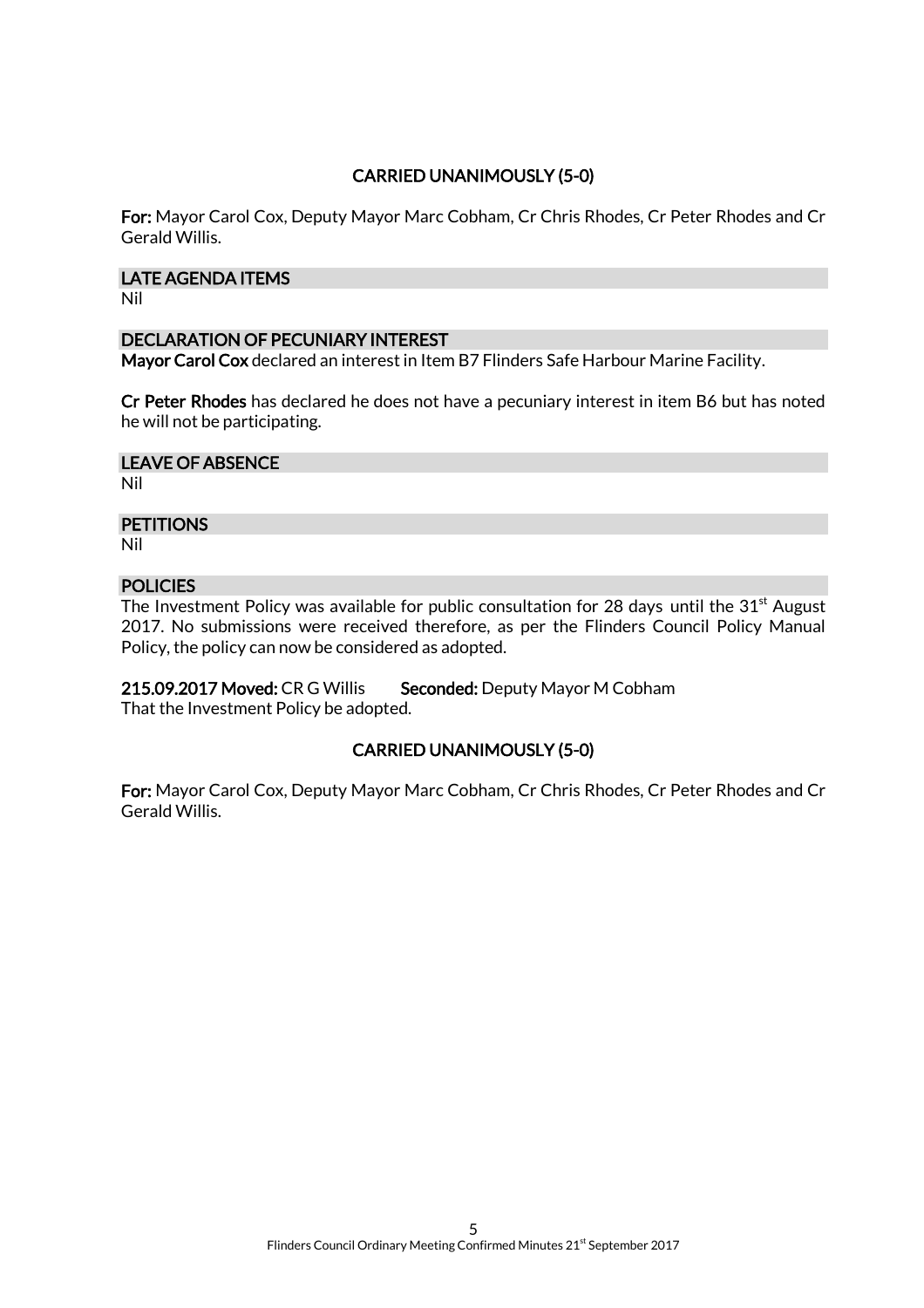**CARRIED UNANIMOUSLY (5-0)**

**For:** Mayor Carol Cox, Deputy Mayor Marc Cobham, Cr Chris Rhodes, Cr Peter Rhodes and Cr Gerald Willis.

## LATE AGENDA ITEMS

Nil

## DECLARATION OF PECUNIARY INTEREST

**Mayor Carol Cox** declared an interest in Item B7 Flinders Safe Harbour Marine Facility.

**Cr Peter Rhodes** has declared he does not have a pecuniary interest in item B6 but has noted he will not be participating.

## LEAVE OF ABSENCE

Nil

## PETITIONS

Nil

## POLICIES

The Investment Policy was available for public consultation for 28 days until the 31st August 2017. No submissions were received therefore, as per the Flinders Council Policy Manual Policy, the policy can now be considered as adopted.

**215.09.2017 Moved:** CR G Willis **Seconded:** Deputy Mayor M Cobham
That the Investment Policy be adopted.

**CARRIED UNANIMOUSLY (5-0)**

**For:** Mayor Carol Cox, Deputy Mayor Marc Cobham, Cr Chris Rhodes, Cr Peter Rhodes and Cr Gerald Willis.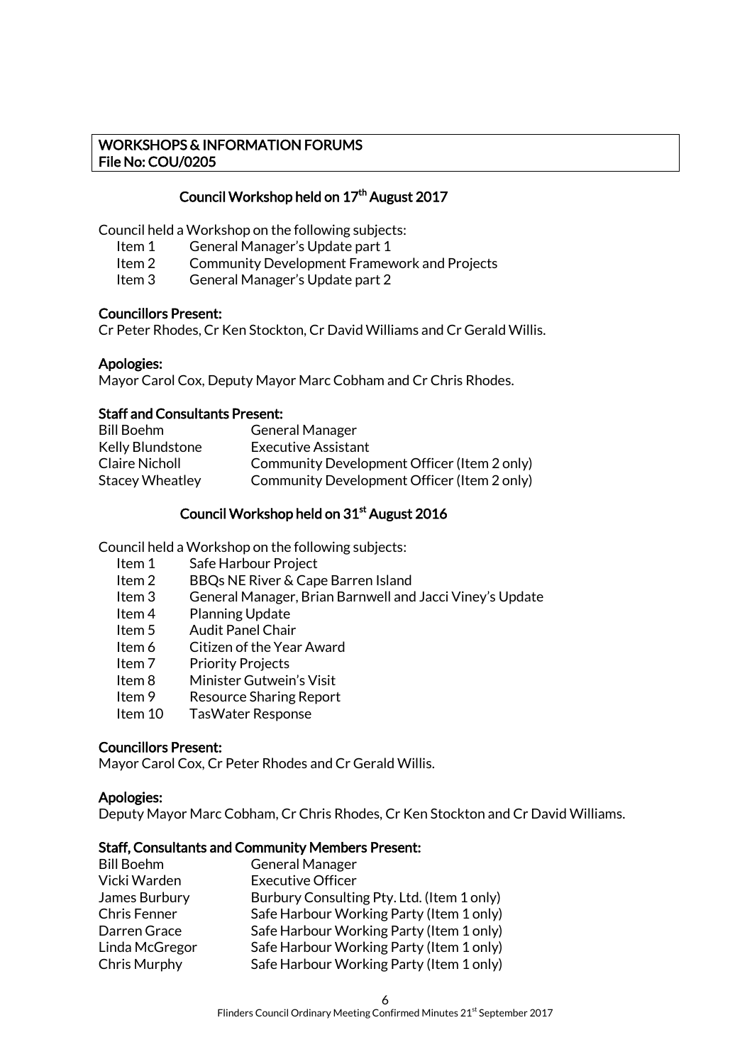## WORKSHOPS & INFORMATION FORUMS
**File No: COU/0205**

### Council Workshop held on 17th August 2017

Council held a Workshop on the following subjects:

- Item 1 General Manager's Update part 1
- Item 2 Community Development Framework and Projects
- Item 3 General Manager's Update part 2

**Councillors Present:**
Cr Peter Rhodes, Cr Ken Stockton, Cr David Williams and Cr Gerald Willis.

**Apologies:**
Mayor Carol Cox, Deputy Mayor Marc Cobham and Cr Chris Rhodes.

**Staff and Consultants Present:**

| | |
|---|---|
| Bill Boehm | General Manager |
| Kelly Blundstone | Executive Assistant |
| Claire Nicholl | Community Development Officer (Item 2 only) |
| Stacey Wheatley | Community Development Officer (Item 2 only) |

### Council Workshop held on 31st August 2016

Council held a Workshop on the following subjects:

- Item 1 Safe Harbour Project
- Item 2 BBQs NE River & Cape Barren Island
- Item 3 General Manager, Brian Barnwell and Jacci Viney's Update
- Item 4 Planning Update
- Item 5 Audit Panel Chair
- Item 6 Citizen of the Year Award
- Item 7 Priority Projects
- Item 8 Minister Gutwein's Visit
- Item 9 Resource Sharing Report
- Item 10 TasWater Response

**Councillors Present:**
Mayor Carol Cox, Cr Peter Rhodes and Cr Gerald Willis.

**Apologies:**
Deputy Mayor Marc Cobham, Cr Chris Rhodes, Cr Ken Stockton and Cr David Williams.

**Staff, Consultants and Community Members Present:**

| | |
|---|---|
| Bill Boehm | General Manager |
| Vicki Warden | Executive Officer |
| James Burbury | Burbury Consulting Pty. Ltd. (Item 1 only) |
| Chris Fenner | Safe Harbour Working Party (Item 1 only) |
| Darren Grace | Safe Harbour Working Party (Item 1 only) |
| Linda McGregor | Safe Harbour Working Party (Item 1 only) |
| Chris Murphy | Safe Harbour Working Party (Item 1 only) |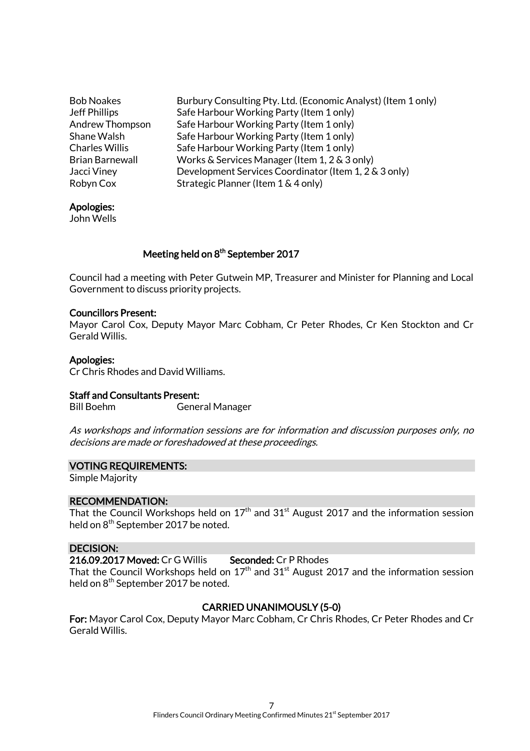| | |
|---|---|
| Bob Noakes | Burbury Consulting Pty. Ltd. (Economic Analyst) (Item 1 only) |
| Jeff Phillips | Safe Harbour Working Party (Item 1 only) |
| Andrew Thompson | Safe Harbour Working Party (Item 1 only) |
| Shane Walsh | Safe Harbour Working Party (Item 1 only) |
| Charles Willis | Safe Harbour Working Party (Item 1 only) |
| Brian Barnewall | Works & Services Manager (Item 1, 2 & 3 only) |
| Jacci Viney | Development Services Coordinator (Item 1, 2 & 3 only) |
| Robyn Cox | Strategic Planner (Item 1 & 4 only) |

**Apologies:**
John Wells

**Meeting held on 8th September 2017**

Council had a meeting with Peter Gutwein MP, Treasurer and Minister for Planning and Local Government to discuss priority projects.

**Councillors Present:**
Mayor Carol Cox, Deputy Mayor Marc Cobham, Cr Peter Rhodes, Cr Ken Stockton and Cr Gerald Willis.

**Apologies:**
Cr Chris Rhodes and David Williams.

**Staff and Consultants Present:**

| | |
|---|---|
| Bill Boehm | General Manager |

*As workshops and information sessions are for information and discussion purposes only, no decisions are made or foreshadowed at these proceedings.*

**VOTING REQUIREMENTS:**
Simple Majority

**RECOMMENDATION:**
That the Council Workshops held on 17th and 31st August 2017 and the information session held on 8th September 2017 be noted.

**DECISION:**
**216.09.2017 Moved:** Cr G Willis **Seconded:** Cr P Rhodes
That the Council Workshops held on 17th and 31st August 2017 and the information session held on 8th September 2017 be noted.

**CARRIED UNANIMOUSLY (5-0)**

**For:** Mayor Carol Cox, Deputy Mayor Marc Cobham, Cr Chris Rhodes, Cr Peter Rhodes and Cr Gerald Willis.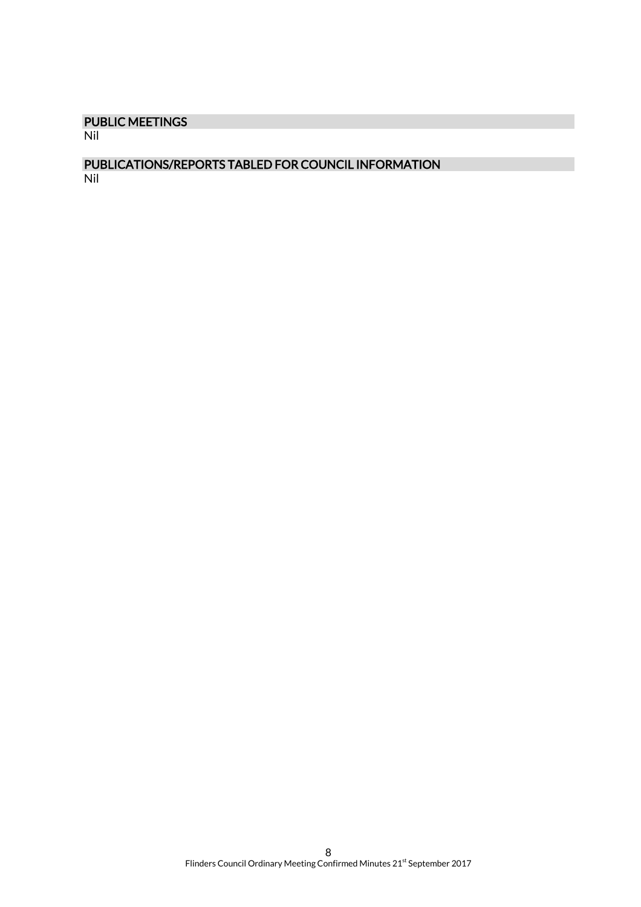## PUBLIC MEETINGS

Nil

## PUBLICATIONS/REPORTS TABLED FOR COUNCIL INFORMATION

Nil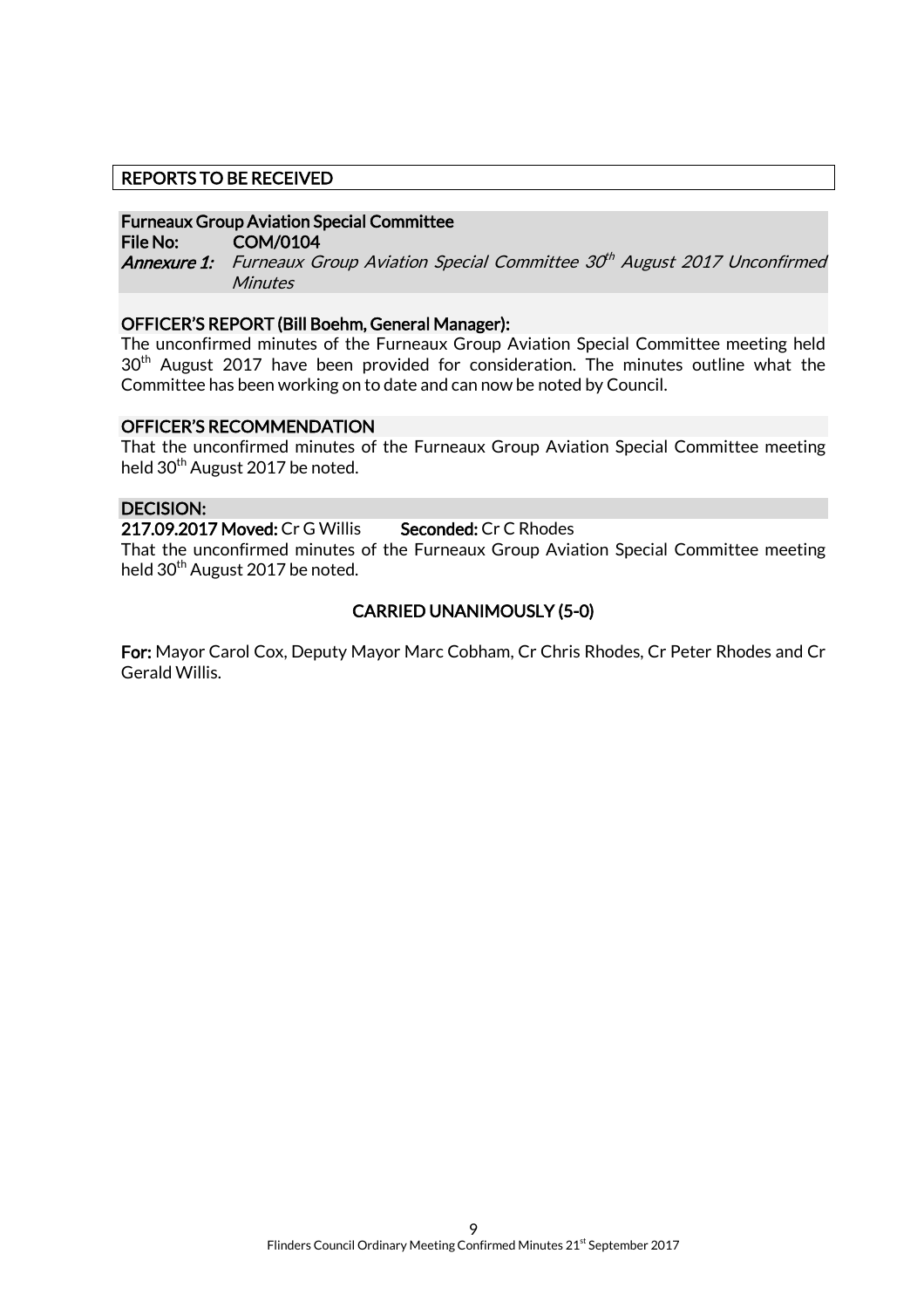## REPORTS TO BE RECEIVED

### Furneaux Group Aviation Special Committee

**File No:** COM/0104

***Annexure 1:*** *Furneaux Group Aviation Special Committee 30th August 2017 Unconfirmed Minutes*

### OFFICER'S REPORT (Bill Boehm, General Manager):

The unconfirmed minutes of the Furneaux Group Aviation Special Committee meeting held 30th August 2017 have been provided for consideration. The minutes outline what the Committee has been working on to date and can now be noted by Council.

### OFFICER'S RECOMMENDATION

That the unconfirmed minutes of the Furneaux Group Aviation Special Committee meeting held 30th August 2017 be noted.

### DECISION:

**217.09.2017 Moved:** Cr G Willis **Seconded:** Cr C Rhodes

That the unconfirmed minutes of the Furneaux Group Aviation Special Committee meeting held 30th August 2017 be noted.

**CARRIED UNANIMOUSLY (5-0)**

**For:** Mayor Carol Cox, Deputy Mayor Marc Cobham, Cr Chris Rhodes, Cr Peter Rhodes and Cr Gerald Willis.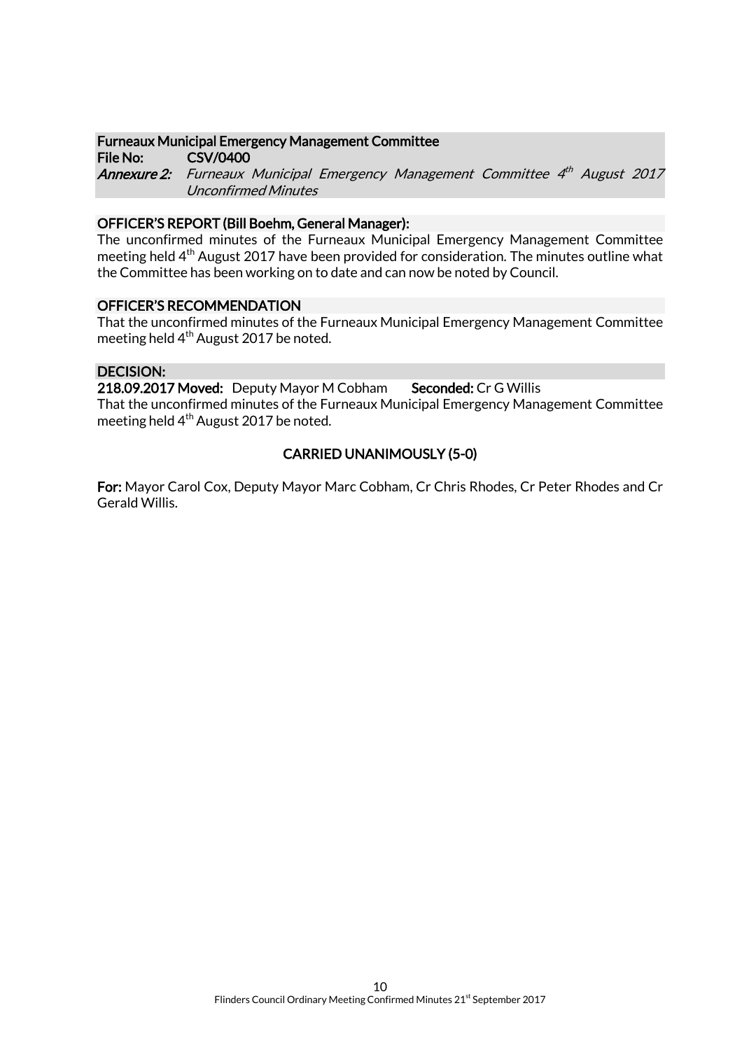**Furneaux Municipal Emergency Management Committee**

**File No:** **CSV/0400**

***Annexure 2:*** *Furneaux Municipal Emergency Management Committee 4th August 2017 Unconfirmed Minutes*

**OFFICER'S REPORT (Bill Boehm, General Manager):**

The unconfirmed minutes of the Furneaux Municipal Emergency Management Committee meeting held 4th August 2017 have been provided for consideration. The minutes outline what the Committee has been working on to date and can now be noted by Council.

**OFFICER'S RECOMMENDATION**

That the unconfirmed minutes of the Furneaux Municipal Emergency Management Committee meeting held 4th August 2017 be noted.

**DECISION:**

**218.09.2017 Moved:** Deputy Mayor M Cobham **Seconded:** Cr G Willis

That the unconfirmed minutes of the Furneaux Municipal Emergency Management Committee meeting held 4th August 2017 be noted.

**CARRIED UNANIMOUSLY (5-0)**

**For:** Mayor Carol Cox, Deputy Mayor Marc Cobham, Cr Chris Rhodes, Cr Peter Rhodes and Cr Gerald Willis.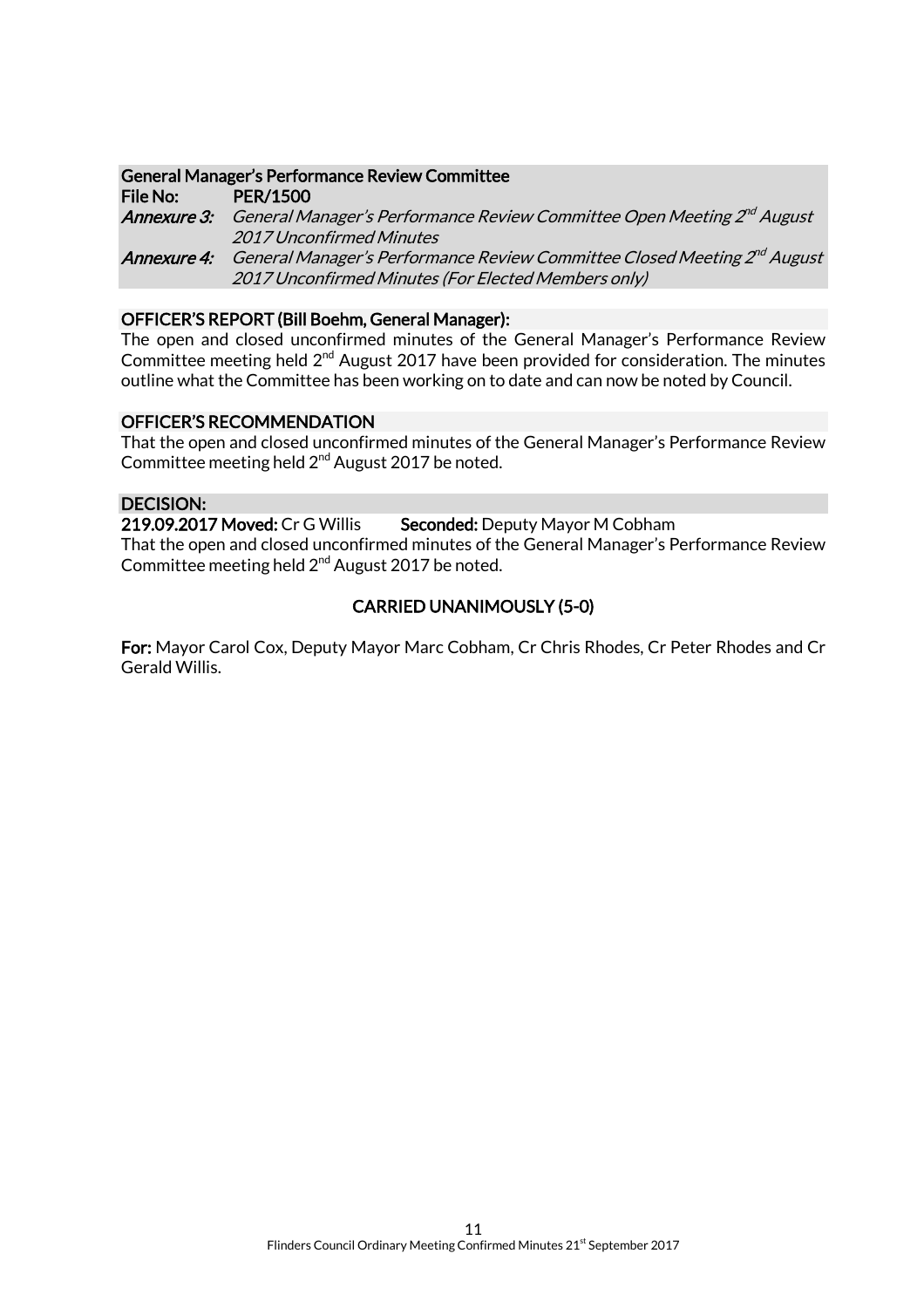**General Manager's Performance Review Committee**
**File No:** PER/1500
***Annexure 3:*** *General Manager's Performance Review Committee Open Meeting 2nd August 2017 Unconfirmed Minutes*
***Annexure 4:*** *General Manager's Performance Review Committee Closed Meeting 2nd August 2017 Unconfirmed Minutes (For Elected Members only)*

**OFFICER'S REPORT (Bill Boehm, General Manager):**

The open and closed unconfirmed minutes of the General Manager's Performance Review Committee meeting held 2nd August 2017 have been provided for consideration. The minutes outline what the Committee has been working on to date and can now be noted by Council.

**OFFICER'S RECOMMENDATION**

That the open and closed unconfirmed minutes of the General Manager's Performance Review Committee meeting held 2nd August 2017 be noted.

**DECISION:**

**219.09.2017 Moved:** Cr G Willis **Seconded:** Deputy Mayor M Cobham

That the open and closed unconfirmed minutes of the General Manager's Performance Review Committee meeting held 2nd August 2017 be noted.

**CARRIED UNANIMOUSLY (5-0)**

**For:** Mayor Carol Cox, Deputy Mayor Marc Cobham, Cr Chris Rhodes, Cr Peter Rhodes and Cr Gerald Willis.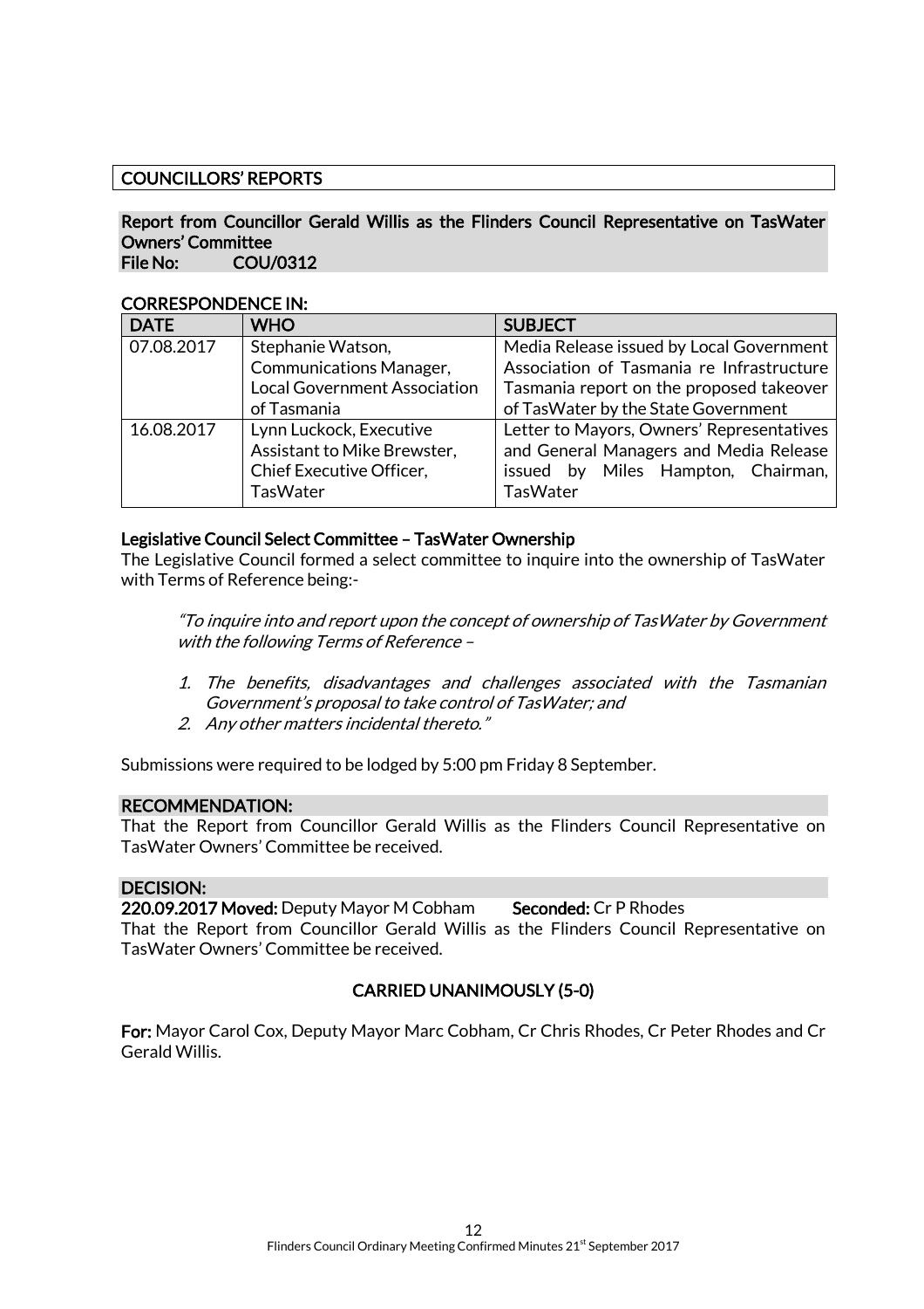## COUNCILLORS' REPORTS

### Report from Councillor Gerald Willis as the Flinders Council Representative on TasWater Owners' Committee
**File No: COU/0312**

**CORRESPONDENCE IN:**

| DATE | WHO | SUBJECT |
|---|---|---|
| 07.08.2017 | Stephanie Watson, Communications Manager, Local Government Association of Tasmania | Media Release issued by Local Government Association of Tasmania re Infrastructure Tasmania report on the proposed takeover of TasWater by the State Government |
| 16.08.2017 | Lynn Luckock, Executive Assistant to Mike Brewster, Chief Executive Officer, TasWater | Letter to Mayors, Owners' Representatives and General Managers and Media Release issued by Miles Hampton, Chairman, TasWater |

**Legislative Council Select Committee – TasWater Ownership**

The Legislative Council formed a select committee to inquire into the ownership of TasWater with Terms of Reference being:-

> *"To inquire into and report upon the concept of ownership of TasWater by Government with the following Terms of Reference –*
>
> 1. *The benefits, disadvantages and challenges associated with the Tasmanian Government's proposal to take control of TasWater; and*
> 2. *Any other matters incidental thereto."*

Submissions were required to be lodged by 5:00 pm Friday 8 September.

**RECOMMENDATION:**

That the Report from Councillor Gerald Willis as the Flinders Council Representative on TasWater Owners' Committee be received.

**DECISION:**

**220.09.2017 Moved:** Deputy Mayor M Cobham **Seconded:** Cr P Rhodes

That the Report from Councillor Gerald Willis as the Flinders Council Representative on TasWater Owners' Committee be received.

**CARRIED UNANIMOUSLY (5-0)**

**For:** Mayor Carol Cox, Deputy Mayor Marc Cobham, Cr Chris Rhodes, Cr Peter Rhodes and Cr Gerald Willis.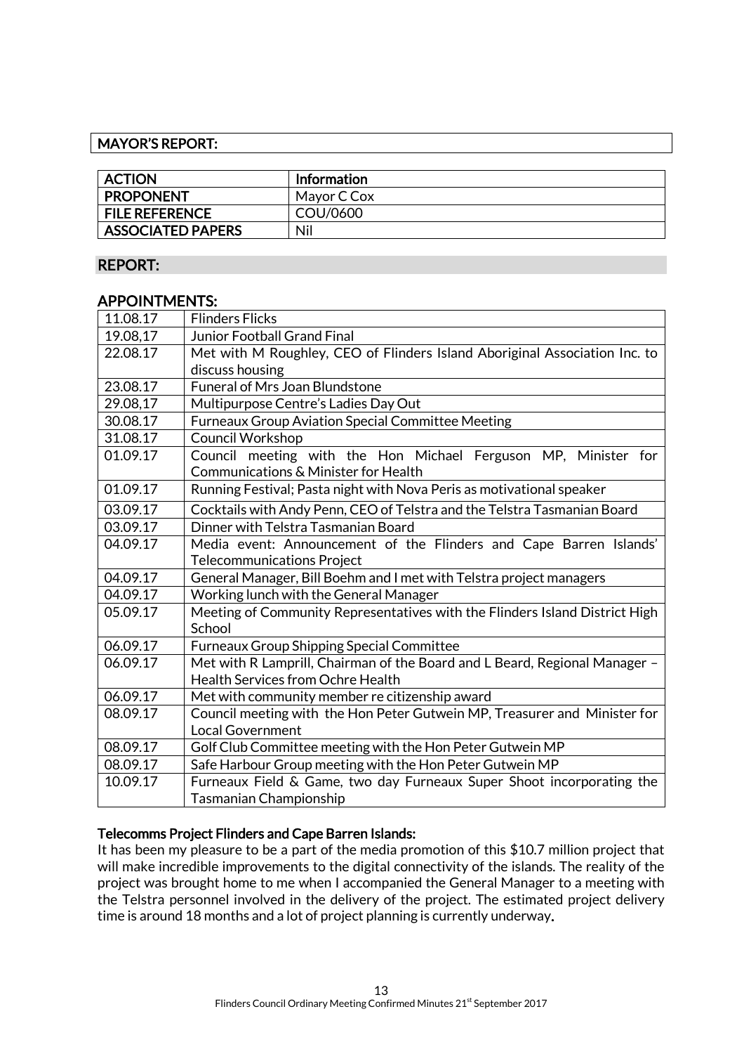## MAYOR'S REPORT:

| ACTION | Information |
|---|---|
| PROPONENT | Mayor C Cox |
| FILE REFERENCE | COU/0600 |
| ASSOCIATED PAPERS | Nil |

### REPORT:

### APPOINTMENTS:

| | |
|---|---|
| 11.08.17 | Flinders Flicks |
| 19.08,17 | Junior Football Grand Final |
| 22.08.17 | Met with M Roughley, CEO of Flinders Island Aboriginal Association Inc. to discuss housing |
| 23.08.17 | Funeral of Mrs Joan Blundstone |
| 29.08,17 | Multipurpose Centre's Ladies Day Out |
| 30.08.17 | Furneaux Group Aviation Special Committee Meeting |
| 31.08.17 | Council Workshop |
| 01.09.17 | Council meeting with the Hon Michael Ferguson MP, Minister for Communications & Minister for Health |
| 01.09.17 | Running Festival; Pasta night with Nova Peris as motivational speaker |
| 03.09.17 | Cocktails with Andy Penn, CEO of Telstra and the Telstra Tasmanian Board |
| 03.09.17 | Dinner with Telstra Tasmanian Board |
| 04.09.17 | Media event: Announcement of the Flinders and Cape Barren Islands' Telecommunications Project |
| 04.09.17 | General Manager, Bill Boehm and I met with Telstra project managers |
| 04.09.17 | Working lunch with the General Manager |
| 05.09.17 | Meeting of Community Representatives with the Flinders Island District High School |
| 06.09.17 | Furneaux Group Shipping Special Committee |
| 06.09.17 | Met with R Lamprill, Chairman of the Board and L Beard, Regional Manager – Health Services from Ochre Health |
| 06.09.17 | Met with community member re citizenship award |
| 08.09.17 | Council meeting with the Hon Peter Gutwein MP, Treasurer and Minister for Local Government |
| 08.09.17 | Golf Club Committee meeting with the Hon Peter Gutwein MP |
| 08.09.17 | Safe Harbour Group meeting with the Hon Peter Gutwein MP |
| 10.09.17 | Furneaux Field & Game, two day Furneaux Super Shoot incorporating the Tasmanian Championship |

**Telecomms Project Flinders and Cape Barren Islands:**

It has been my pleasure to be a part of the media promotion of this $10.7 million project that will make incredible improvements to the digital connectivity of the islands. The reality of the project was brought home to me when I accompanied the General Manager to a meeting with the Telstra personnel involved in the delivery of the project. The estimated project delivery time is around 18 months and a lot of project planning is currently underway.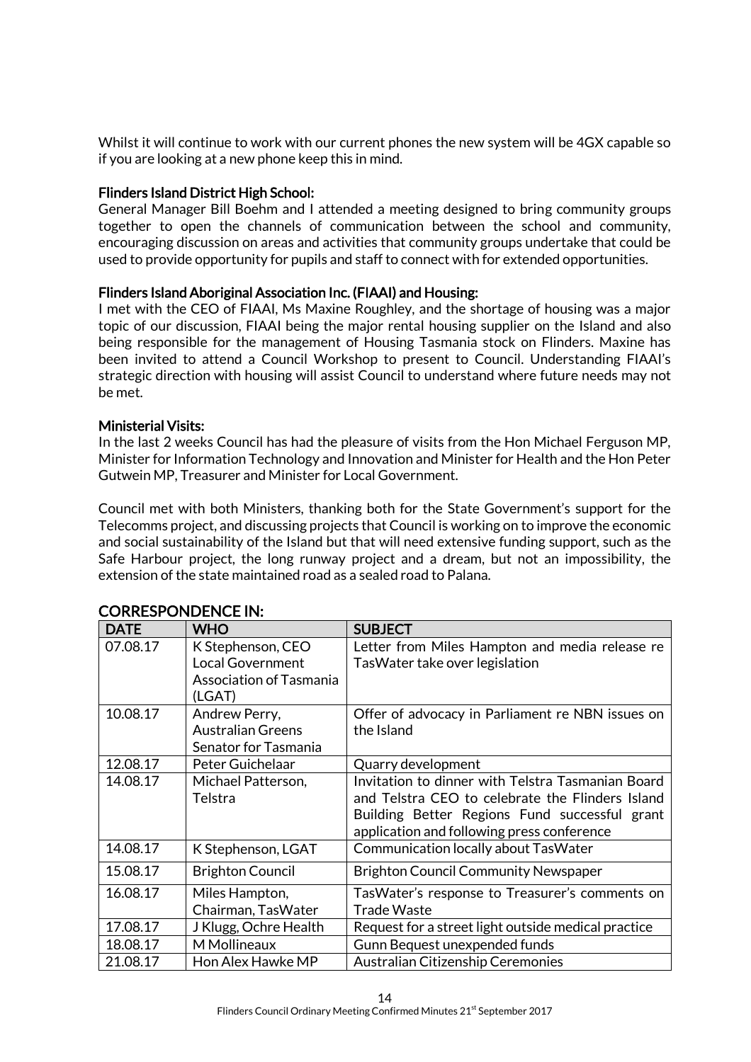Whilst it will continue to work with our current phones the new system will be 4GX capable so if you are looking at a new phone keep this in mind.

**Flinders Island District High School:**

General Manager Bill Boehm and I attended a meeting designed to bring community groups together to open the channels of communication between the school and community, encouraging discussion on areas and activities that community groups undertake that could be used to provide opportunity for pupils and staff to connect with for extended opportunities.

**Flinders Island Aboriginal Association Inc. (FIAAI) and Housing:**

I met with the CEO of FIAAI, Ms Maxine Roughley, and the shortage of housing was a major topic of our discussion, FIAAI being the major rental housing supplier on the Island and also being responsible for the management of Housing Tasmania stock on Flinders. Maxine has been invited to attend a Council Workshop to present to Council. Understanding FIAAI's strategic direction with housing will assist Council to understand where future needs may not be met.

**Ministerial Visits:**

In the last 2 weeks Council has had the pleasure of visits from the Hon Michael Ferguson MP, Minister for Information Technology and Innovation and Minister for Health and the Hon Peter Gutwein MP, Treasurer and Minister for Local Government.

Council met with both Ministers, thanking both for the State Government's support for the Telecomms project, and discussing projects that Council is working on to improve the economic and social sustainability of the Island but that will need extensive funding support, such as the Safe Harbour project, the long runway project and a dream, but not an impossibility, the extension of the state maintained road as a sealed road to Palana.

## CORRESPONDENCE IN:

| DATE | WHO | SUBJECT |
|---|---|---|
| 07.08.17 | K Stephenson, CEO Local Government Association of Tasmania (LGAT) | Letter from Miles Hampton and media release re TasWater take over legislation |
| 10.08.17 | Andrew Perry, Australian Greens Senator for Tasmania | Offer of advocacy in Parliament re NBN issues on the Island |
| 12.08.17 | Peter Guichelaar | Quarry development |
| 14.08.17 | Michael Patterson, Telstra | Invitation to dinner with Telstra Tasmanian Board and Telstra CEO to celebrate the Flinders Island Building Better Regions Fund successful grant application and following press conference |
| 14.08.17 | K Stephenson, LGAT | Communication locally about TasWater |
| 15.08.17 | Brighton Council | Brighton Council Community Newspaper |
| 16.08.17 | Miles Hampton, Chairman, TasWater | TasWater's response to Treasurer's comments on Trade Waste |
| 17.08.17 | J Klugg, Ochre Health | Request for a street light outside medical practice |
| 18.08.17 | M Mollineaux | Gunn Bequest unexpended funds |
| 21.08.17 | Hon Alex Hawke MP | Australian Citizenship Ceremonies |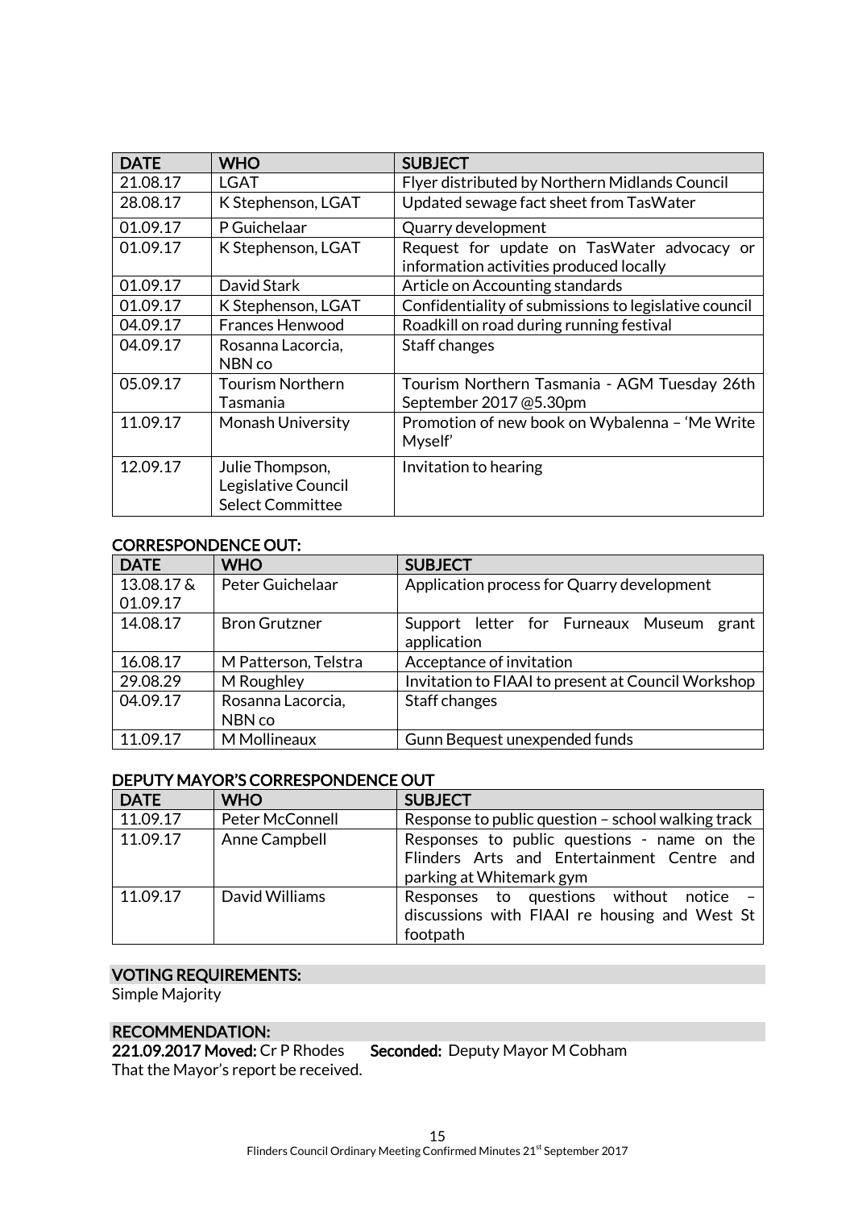| DATE | WHO | SUBJECT |
|---|---|---|
| 21.08.17 | LGAT | Flyer distributed by Northern Midlands Council |
| 28.08.17 | K Stephenson, LGAT | Updated sewage fact sheet from TasWater |
| 01.09.17 | P Guichelaar | Quarry development |
| 01.09.17 | K Stephenson, LGAT | Request for update on TasWater advocacy or information activities produced locally |
| 01.09.17 | David Stark | Article on Accounting standards |
| 01.09.17 | K Stephenson, LGAT | Confidentiality of submissions to legislative council |
| 04.09.17 | Frances Henwood | Roadkill on road during running festival |
| 04.09.17 | Rosanna Lacorcia, NBN co | Staff changes |
| 05.09.17 | Tourism Northern Tasmania | Tourism Northern Tasmania - AGM Tuesday 26th September 2017 @5.30pm |
| 11.09.17 | Monash University | Promotion of new book on Wybalenna – 'Me Write Myself' |
| 12.09.17 | Julie Thompson, Legislative Council Select Committee | Invitation to hearing |

## CORRESPONDENCE OUT:

| DATE | WHO | SUBJECT |
|---|---|---|
| 13.08.17 & 01.09.17 | Peter Guichelaar | Application process for Quarry development |
| 14.08.17 | Bron Grutzner | Support letter for Furneaux Museum grant application |
| 16.08.17 | M Patterson, Telstra | Acceptance of invitation |
| 29.08.29 | M Roughley | Invitation to FIAAI to present at Council Workshop |
| 04.09.17 | Rosanna Lacorcia, NBN co | Staff changes |
| 11.09.17 | M Mollineaux | Gunn Bequest unexpended funds |

## DEPUTY MAYOR'S CORRESPONDENCE OUT

| DATE | WHO | SUBJECT |
|---|---|---|
| 11.09.17 | Peter McConnell | Response to public question – school walking track |
| 11.09.17 | Anne Campbell | Responses to public questions - name on the Flinders Arts and Entertainment Centre and parking at Whitemark gym |
| 11.09.17 | David Williams | Responses to questions without notice – discussions with FIAAI re housing and West St footpath |

## VOTING REQUIREMENTS:

Simple Majority

## RECOMMENDATION:

**221.09.2017 Moved:** Cr P Rhodes **Seconded:** Deputy Mayor M Cobham

That the Mayor's report be received.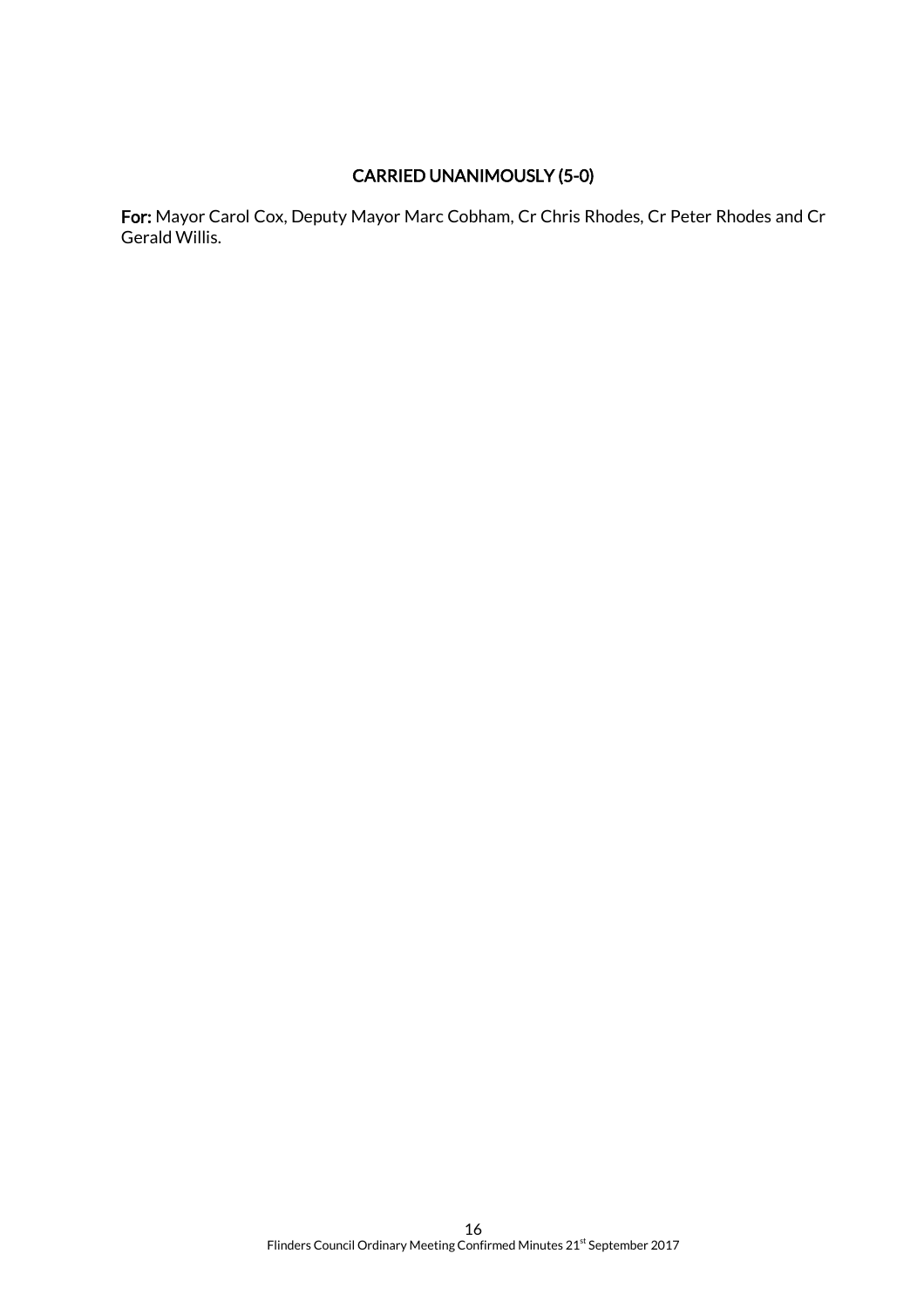**CARRIED UNANIMOUSLY (5-0)**

**For:** Mayor Carol Cox, Deputy Mayor Marc Cobham, Cr Chris Rhodes, Cr Peter Rhodes and Cr Gerald Willis.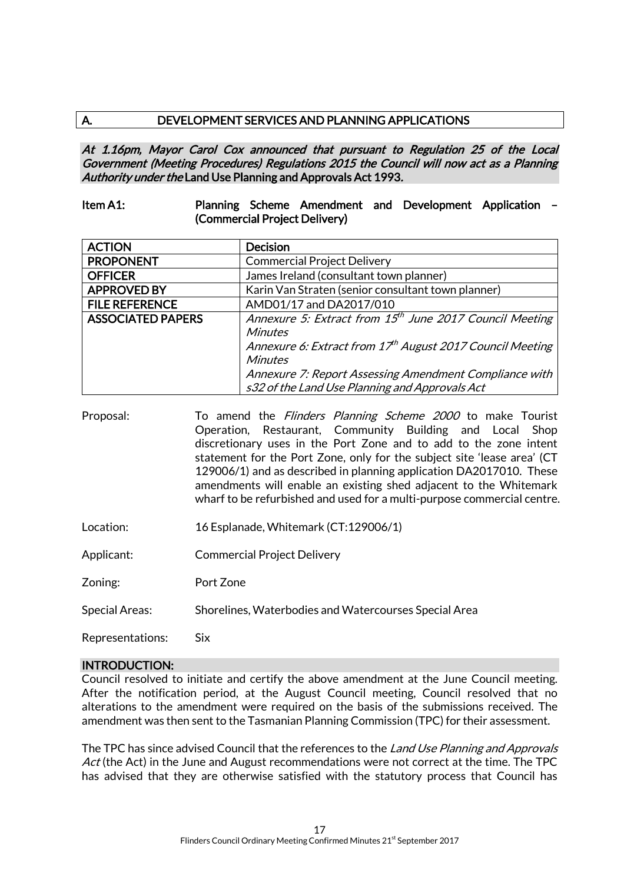## A. DEVELOPMENT SERVICES AND PLANNING APPLICATIONS

*At 1.16pm, Mayor Carol Cox announced that pursuant to Regulation 25 of the Local Government (Meeting Procedures) Regulations 2015 the Council will now act as a Planning Authority under the* **Land Use Planning and Approvals Act 1993.**

### Item A1: Planning Scheme Amendment and Development Application – (Commercial Project Delivery)

| ACTION | Decision |
|---|---|
| PROPONENT | Commercial Project Delivery |
| OFFICER | James Ireland (consultant town planner) |
| APPROVED BY | Karin Van Straten (senior consultant town planner) |
| FILE REFERENCE | AMD01/17 and DA2017/010 |
| ASSOCIATED PAPERS | *Annexure 5: Extract from 15th June 2017 Council Meeting Minutes*<br>*Annexure 6: Extract from 17th August 2017 Council Meeting Minutes*<br>*Annexure 7: Report Assessing Amendment Compliance with s32 of the Land Use Planning and Approvals Act* |

Proposal: To amend the *Flinders Planning Scheme 2000* to make Tourist Operation, Restaurant, Community Building and Local Shop discretionary uses in the Port Zone and to add to the zone intent statement for the Port Zone, only for the subject site 'lease area' (CT 129006/1) and as described in planning application DA2017010. These amendments will enable an existing shed adjacent to the Whitemark wharf to be refurbished and used for a multi-purpose commercial centre.

Location: 16 Esplanade, Whitemark (CT:129006/1)

Applicant: Commercial Project Delivery

Zoning: Port Zone

Special Areas: Shorelines, Waterbodies and Watercourses Special Area

Representations: Six

#### INTRODUCTION:

Council resolved to initiate and certify the above amendment at the June Council meeting. After the notification period, at the August Council meeting, Council resolved that no alterations to the amendment were required on the basis of the submissions received. The amendment was then sent to the Tasmanian Planning Commission (TPC) for their assessment.

The TPC has since advised Council that the references to the *Land Use Planning and Approvals Act* (the Act) in the June and August recommendations were not correct at the time. The TPC has advised that they are otherwise satisfied with the statutory process that Council has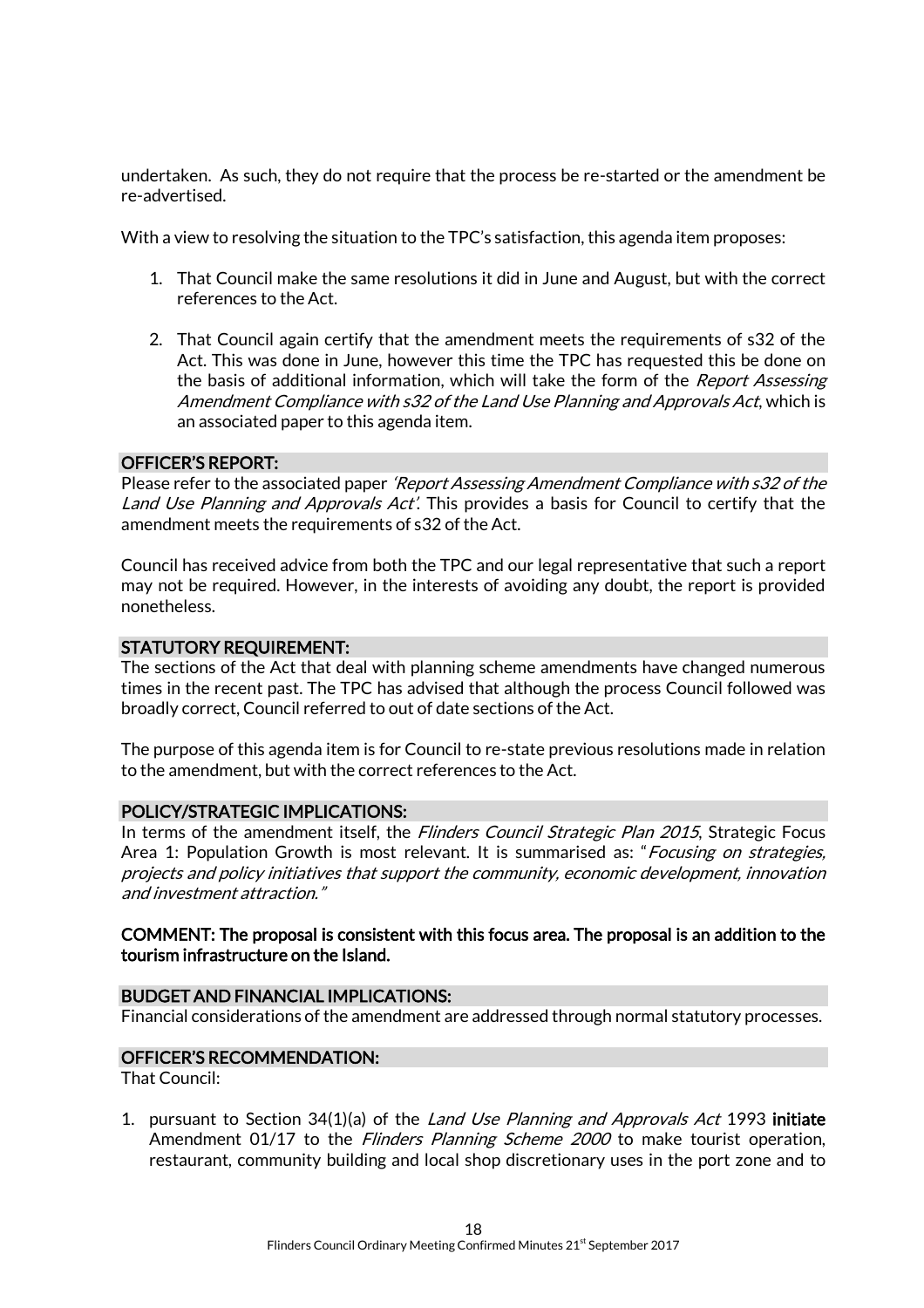undertaken. As such, they do not require that the process be re-started or the amendment be re-advertised.

With a view to resolving the situation to the TPC's satisfaction, this agenda item proposes:

1. That Council make the same resolutions it did in June and August, but with the correct references to the Act.

2. That Council again certify that the amendment meets the requirements of s32 of the Act. This was done in June, however this time the TPC has requested this be done on the basis of additional information, which will take the form of the *Report Assessing Amendment Compliance with s32 of the Land Use Planning and Approvals Act*, which is an associated paper to this agenda item.

## OFFICER'S REPORT:

Please refer to the associated paper *'Report Assessing Amendment Compliance with s32 of the Land Use Planning and Approvals Act'*. This provides a basis for Council to certify that the amendment meets the requirements of s32 of the Act.

Council has received advice from both the TPC and our legal representative that such a report may not be required. However, in the interests of avoiding any doubt, the report is provided nonetheless.

## STATUTORY REQUIREMENT:

The sections of the Act that deal with planning scheme amendments have changed numerous times in the recent past. The TPC has advised that although the process Council followed was broadly correct, Council referred to out of date sections of the Act.

The purpose of this agenda item is for Council to re-state previous resolutions made in relation to the amendment, but with the correct references to the Act.

## POLICY/STRATEGIC IMPLICATIONS:

In terms of the amendment itself, the *Flinders Council Strategic Plan 2015*, Strategic Focus Area 1: Population Growth is most relevant. It is summarised as: "*Focusing on strategies, projects and policy initiatives that support the community, economic development, innovation and investment attraction.*"

**COMMENT: The proposal is consistent with this focus area. The proposal is an addition to the tourism infrastructure on the Island.**

## BUDGET AND FINANCIAL IMPLICATIONS:

Financial considerations of the amendment are addressed through normal statutory processes.

## OFFICER'S RECOMMENDATION:

That Council:

1. pursuant to Section 34(1)(a) of the *Land Use Planning and Approvals Act* 1993 **initiate** Amendment 01/17 to the *Flinders Planning Scheme 2000* to make tourist operation, restaurant, community building and local shop discretionary uses in the port zone and to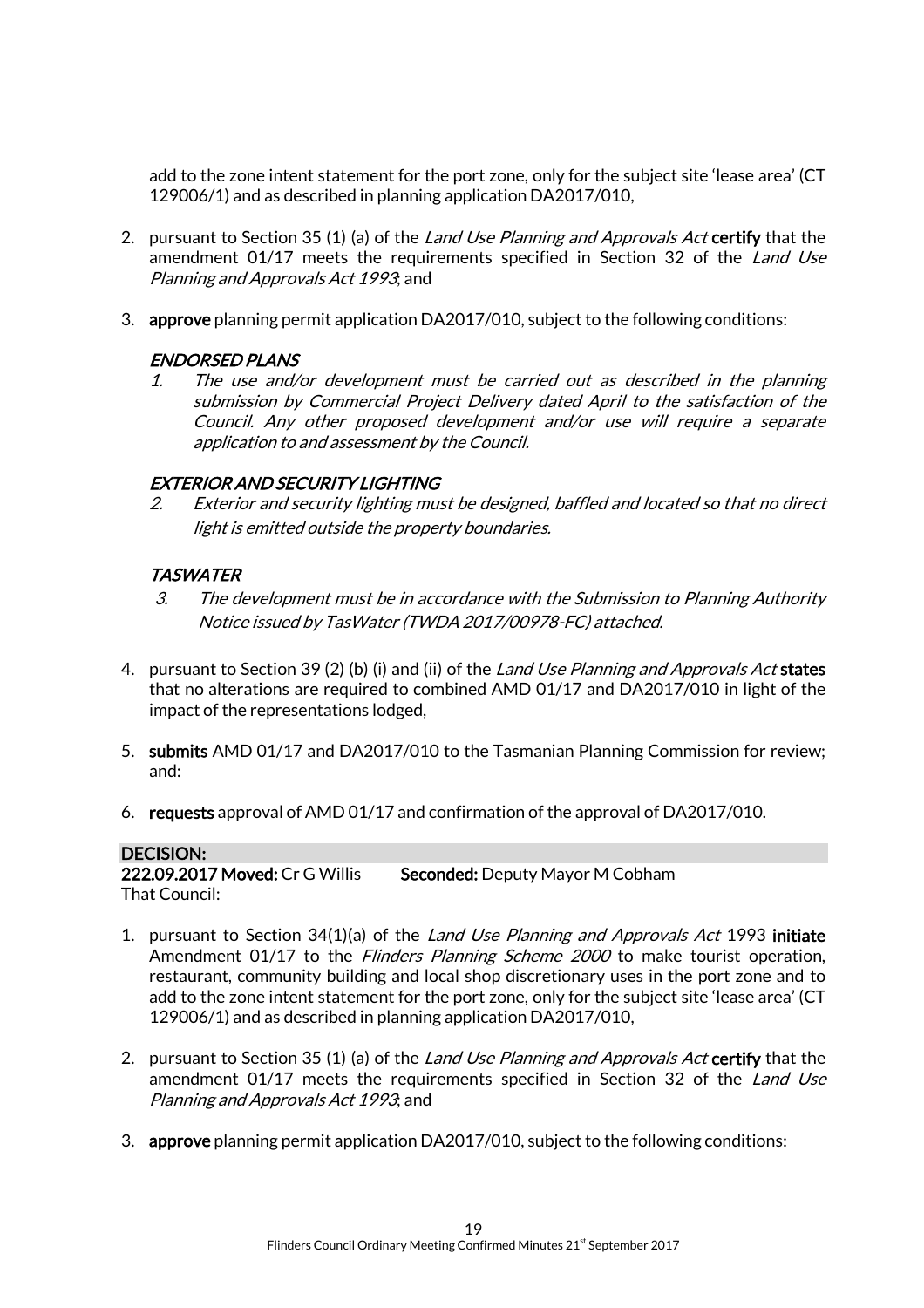add to the zone intent statement for the port zone, only for the subject site 'lease area' (CT 129006/1) and as described in planning application DA2017/010,

2. pursuant to Section 35 (1) (a) of the *Land Use Planning and Approvals Act* **certify** that the amendment 01/17 meets the requirements specified in Section 32 of the *Land Use Planning and Approvals Act 1993*; and

3. **approve** planning permit application DA2017/010, subject to the following conditions:

   ***ENDORSED PLANS***

   *1. The use and/or development must be carried out as described in the planning submission by Commercial Project Delivery dated April to the satisfaction of the Council. Any other proposed development and/or use will require a separate application to and assessment by the Council.*

   ***EXTERIOR AND SECURITY LIGHTING***

   *2. Exterior and security lighting must be designed, baffled and located so that no direct light is emitted outside the property boundaries.*

   ***TASWATER***

   *3. The development must be in accordance with the Submission to Planning Authority Notice issued by TasWater (TWDA 2017/00978-FC) attached.*

4. pursuant to Section 39 (2) (b) (i) and (ii) of the *Land Use Planning and Approvals Act* **states** that no alterations are required to combined AMD 01/17 and DA2017/010 in light of the impact of the representations lodged,

5. **submits** AMD 01/17 and DA2017/010 to the Tasmanian Planning Commission for review; and:

6. **requests** approval of AMD 01/17 and confirmation of the approval of DA2017/010.

**DECISION:**

**222.09.2017 Moved:** Cr G Willis **Seconded:** Deputy Mayor M Cobham

That Council:

1. pursuant to Section 34(1)(a) of the *Land Use Planning and Approvals Act* 1993 **initiate** Amendment 01/17 to the *Flinders Planning Scheme 2000* to make tourist operation, restaurant, community building and local shop discretionary uses in the port zone and to add to the zone intent statement for the port zone, only for the subject site 'lease area' (CT 129006/1) and as described in planning application DA2017/010,

2. pursuant to Section 35 (1) (a) of the *Land Use Planning and Approvals Act* **certify** that the amendment 01/17 meets the requirements specified in Section 32 of the *Land Use Planning and Approvals Act 1993*; and

3. **approve** planning permit application DA2017/010, subject to the following conditions: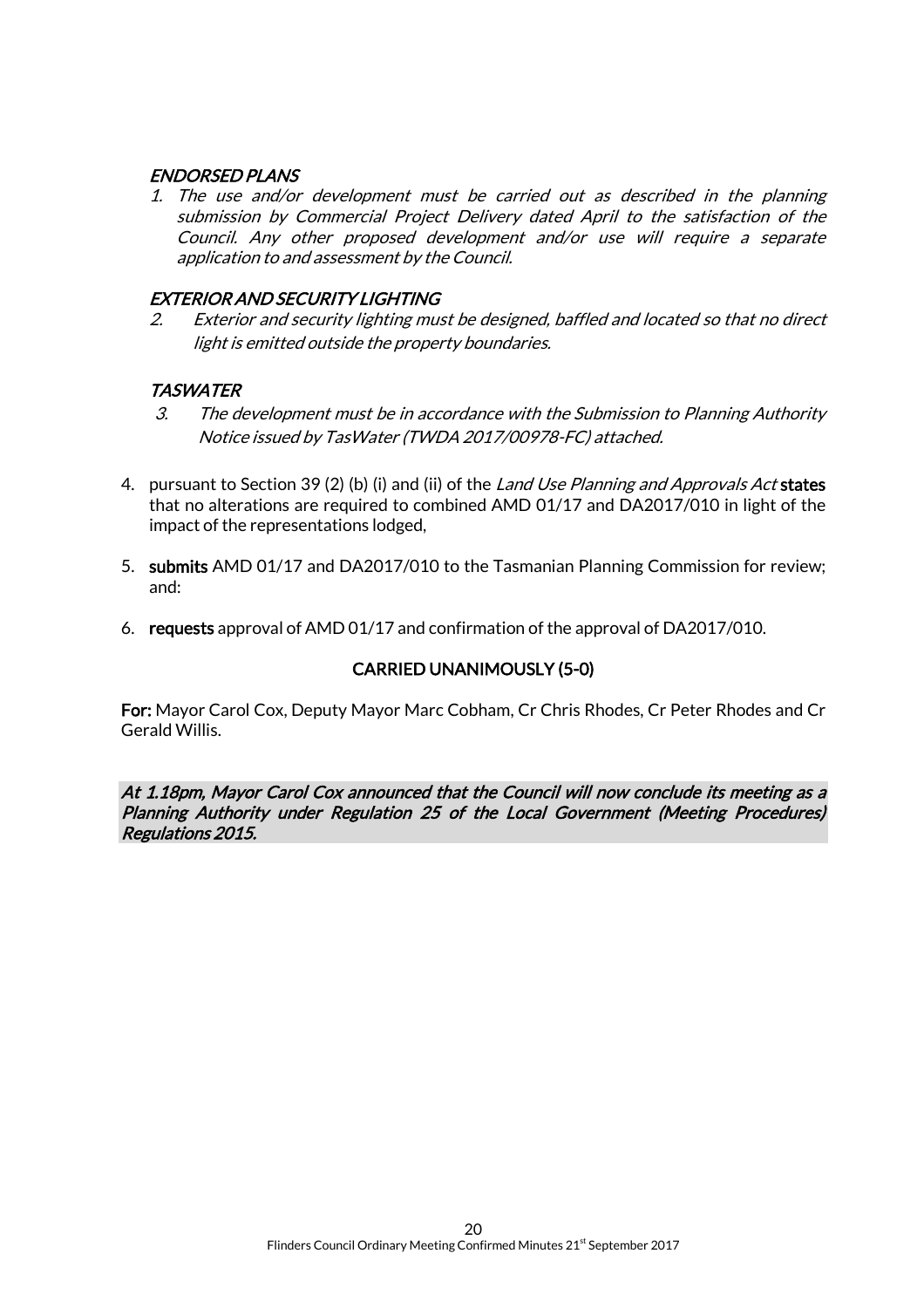*ENDORSED PLANS*

1. *The use and/or development must be carried out as described in the planning submission by Commercial Project Delivery dated April to the satisfaction of the Council. Any other proposed development and/or use will require a separate application to and assessment by the Council.*

*EXTERIOR AND SECURITY LIGHTING*

2. *Exterior and security lighting must be designed, baffled and located so that no direct light is emitted outside the property boundaries.*

*TASWATER*

3. *The development must be in accordance with the Submission to Planning Authority Notice issued by TasWater (TWDA 2017/00978-FC) attached.*

4. pursuant to Section 39 (2) (b) (i) and (ii) of the *Land Use Planning and Approvals Act* **states** that no alterations are required to combined AMD 01/17 and DA2017/010 in light of the impact of the representations lodged,

5. **submits** AMD 01/17 and DA2017/010 to the Tasmanian Planning Commission for review; and:

6. **requests** approval of AMD 01/17 and confirmation of the approval of DA2017/010.

**CARRIED UNANIMOUSLY (5-0)**

**For:** Mayor Carol Cox, Deputy Mayor Marc Cobham, Cr Chris Rhodes, Cr Peter Rhodes and Cr Gerald Willis.

***At 1.18pm, Mayor Carol Cox announced that the Council will now conclude its meeting as a Planning Authority under Regulation 25 of the Local Government (Meeting Procedures) Regulations 2015.***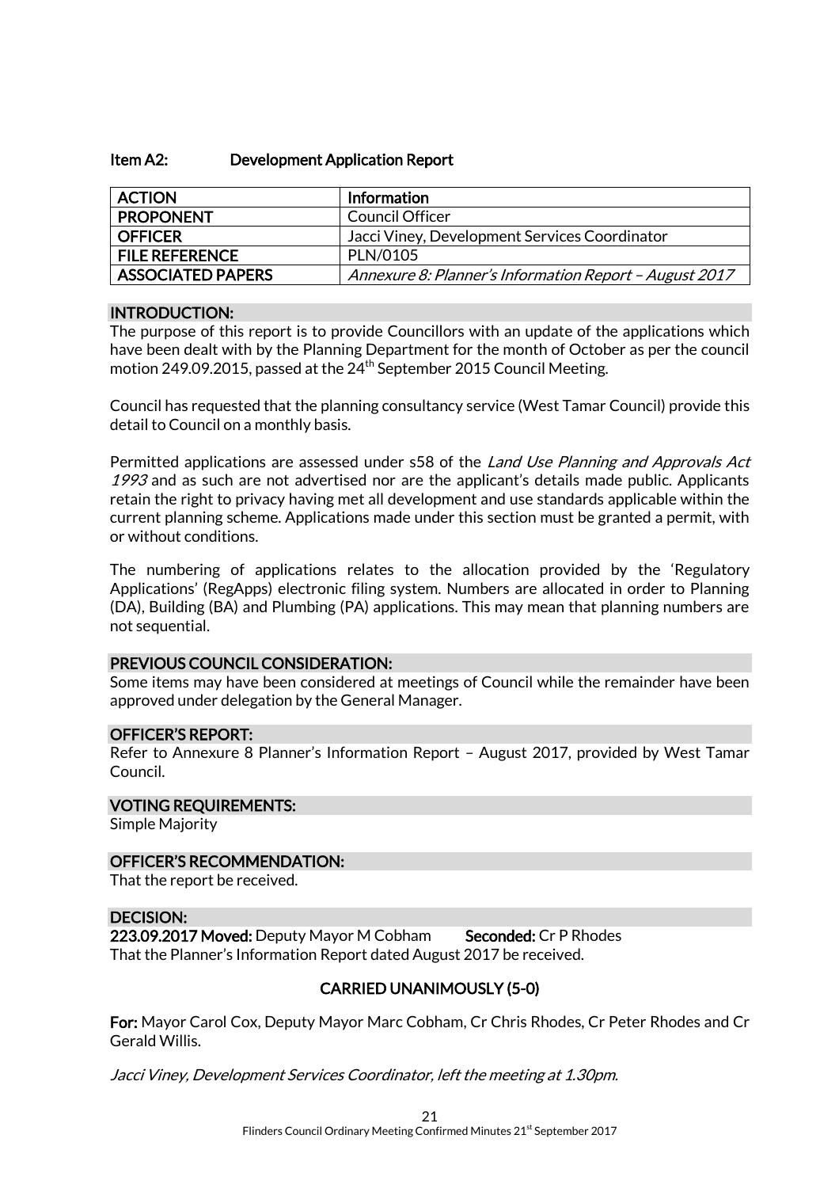### Item A2: Development Application Report

| ACTION | Information |
|---|---|
| PROPONENT | Council Officer |
| OFFICER | Jacci Viney, Development Services Coordinator |
| FILE REFERENCE | PLN/0105 |
| ASSOCIATED PAPERS | *Annexure 8: Planner's Information Report – August 2017* |

**INTRODUCTION:**

The purpose of this report is to provide Councillors with an update of the applications which have been dealt with by the Planning Department for the month of October as per the council motion 249.09.2015, passed at the 24th September 2015 Council Meeting.

Council has requested that the planning consultancy service (West Tamar Council) provide this detail to Council on a monthly basis.

Permitted applications are assessed under s58 of the *Land Use Planning and Approvals Act 1993* and as such are not advertised nor are the applicant's details made public. Applicants retain the right to privacy having met all development and use standards applicable within the current planning scheme. Applications made under this section must be granted a permit, with or without conditions.

The numbering of applications relates to the allocation provided by the 'Regulatory Applications' (RegApps) electronic filing system. Numbers are allocated in order to Planning (DA), Building (BA) and Plumbing (PA) applications. This may mean that planning numbers are not sequential.

**PREVIOUS COUNCIL CONSIDERATION:**

Some items may have been considered at meetings of Council while the remainder have been approved under delegation by the General Manager.

**OFFICER'S REPORT:**

Refer to Annexure 8 Planner's Information Report – August 2017, provided by West Tamar Council.

**VOTING REQUIREMENTS:**

Simple Majority

**OFFICER'S RECOMMENDATION:**

That the report be received.

**DECISION:**

**223.09.2017 Moved:** Deputy Mayor M Cobham **Seconded:** Cr P Rhodes

That the Planner's Information Report dated August 2017 be received.

**CARRIED UNANIMOUSLY (5-0)**

**For:** Mayor Carol Cox, Deputy Mayor Marc Cobham, Cr Chris Rhodes, Cr Peter Rhodes and Cr Gerald Willis.

*Jacci Viney, Development Services Coordinator, left the meeting at 1.30pm.*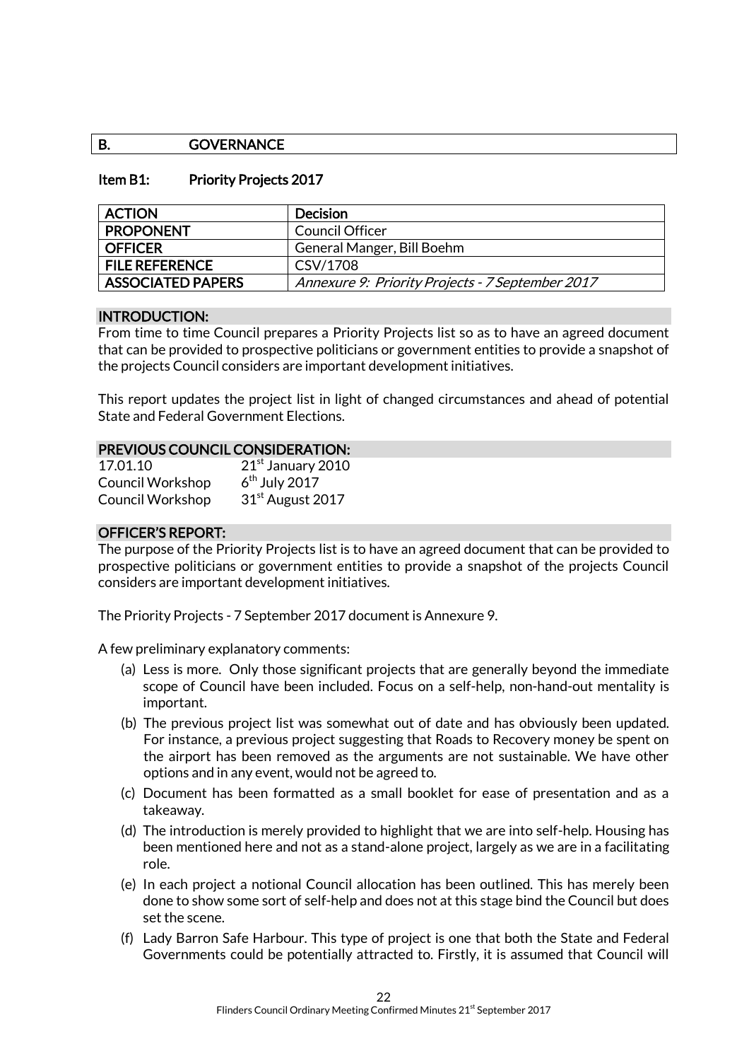| B. | GOVERNANCE |
|---|---|

### Item B1: Priority Projects 2017

| ACTION | Decision |
|---|---|
| PROPONENT | Council Officer |
| OFFICER | General Manger, Bill Boehm |
| FILE REFERENCE | CSV/1708 |
| ASSOCIATED PAPERS | *Annexure 9: Priority Projects - 7 September 2017* |

**INTRODUCTION:**

From time to time Council prepares a Priority Projects list so as to have an agreed document that can be provided to prospective politicians or government entities to provide a snapshot of the projects Council considers are important development initiatives.

This report updates the project list in light of changed circumstances and ahead of potential State and Federal Government Elections.

**PREVIOUS COUNCIL CONSIDERATION:**

| | |
|---|---|
| 17.01.10 | 21st January 2010 |
| Council Workshop | 6th July 2017 |
| Council Workshop | 31st August 2017 |

**OFFICER'S REPORT:**

The purpose of the Priority Projects list is to have an agreed document that can be provided to prospective politicians or government entities to provide a snapshot of the projects Council considers are important development initiatives.

The Priority Projects - 7 September 2017 document is Annexure 9.

A few preliminary explanatory comments:

(a) Less is more. Only those significant projects that are generally beyond the immediate scope of Council have been included. Focus on a self-help, non-hand-out mentality is important.

(b) The previous project list was somewhat out of date and has obviously been updated. For instance, a previous project suggesting that Roads to Recovery money be spent on the airport has been removed as the arguments are not sustainable. We have other options and in any event, would not be agreed to.

(c) Document has been formatted as a small booklet for ease of presentation and as a takeaway.

(d) The introduction is merely provided to highlight that we are into self-help. Housing has been mentioned here and not as a stand-alone project, largely as we are in a facilitating role.

(e) In each project a notional Council allocation has been outlined. This has merely been done to show some sort of self-help and does not at this stage bind the Council but does set the scene.

(f) Lady Barron Safe Harbour. This type of project is one that both the State and Federal Governments could be potentially attracted to. Firstly, it is assumed that Council will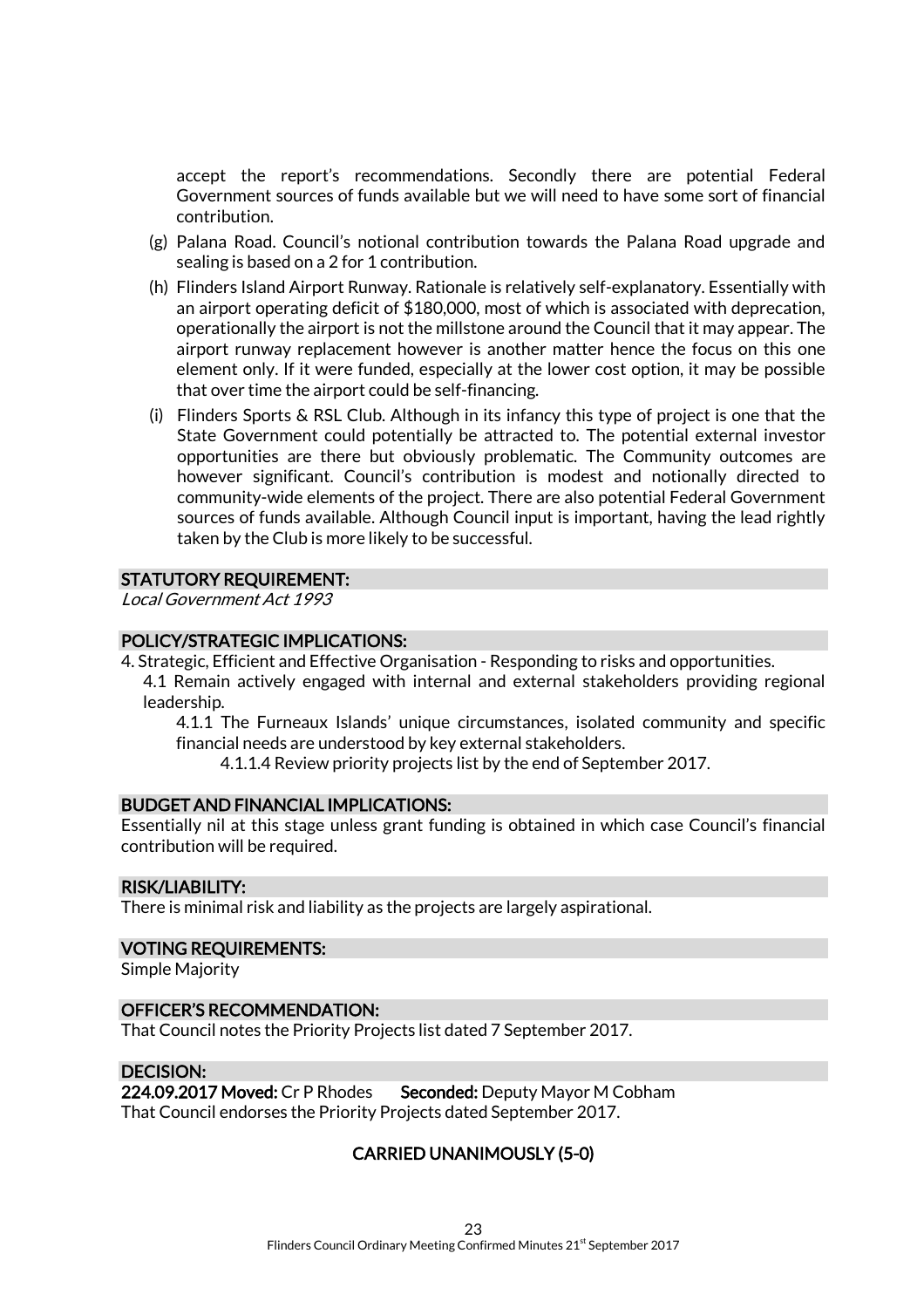accept the report's recommendations. Secondly there are potential Federal Government sources of funds available but we will need to have some sort of financial contribution.

(g) Palana Road. Council's notional contribution towards the Palana Road upgrade and sealing is based on a 2 for 1 contribution.

(h) Flinders Island Airport Runway. Rationale is relatively self-explanatory. Essentially with an airport operating deficit of $180,000, most of which is associated with deprecation, operationally the airport is not the millstone around the Council that it may appear. The airport runway replacement however is another matter hence the focus on this one element only. If it were funded, especially at the lower cost option, it may be possible that over time the airport could be self-financing.

(i) Flinders Sports & RSL Club. Although in its infancy this type of project is one that the State Government could potentially be attracted to. The potential external investor opportunities are there but obviously problematic. The Community outcomes are however significant. Council's contribution is modest and notionally directed to community-wide elements of the project. There are also potential Federal Government sources of funds available. Although Council input is important, having the lead rightly taken by the Club is more likely to be successful.

## STATUTORY REQUIREMENT:

*Local Government Act 1993*

## POLICY/STRATEGIC IMPLICATIONS:

4. Strategic, Efficient and Effective Organisation - Responding to risks and opportunities.
   - 4.1 Remain actively engaged with internal and external stakeholders providing regional leadership.
     - 4.1.1 The Furneaux Islands' unique circumstances, isolated community and specific financial needs are understood by key external stakeholders.
       - 4.1.1.4 Review priority projects list by the end of September 2017.

## BUDGET AND FINANCIAL IMPLICATIONS:

Essentially nil at this stage unless grant funding is obtained in which case Council's financial contribution will be required.

## RISK/LIABILITY:

There is minimal risk and liability as the projects are largely aspirational.

## VOTING REQUIREMENTS:

Simple Majority

## OFFICER'S RECOMMENDATION:

That Council notes the Priority Projects list dated 7 September 2017.

## DECISION:

**224.09.2017 Moved:** Cr P Rhodes **Seconded:** Deputy Mayor M Cobham

That Council endorses the Priority Projects dated September 2017.

**CARRIED UNANIMOUSLY (5-0)**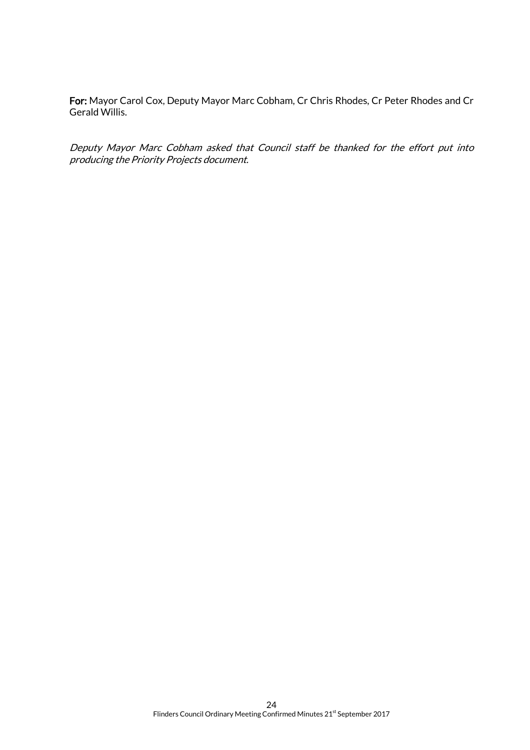**For:** Mayor Carol Cox, Deputy Mayor Marc Cobham, Cr Chris Rhodes, Cr Peter Rhodes and Cr Gerald Willis.

*Deputy Mayor Marc Cobham asked that Council staff be thanked for the effort put into producing the Priority Projects document.*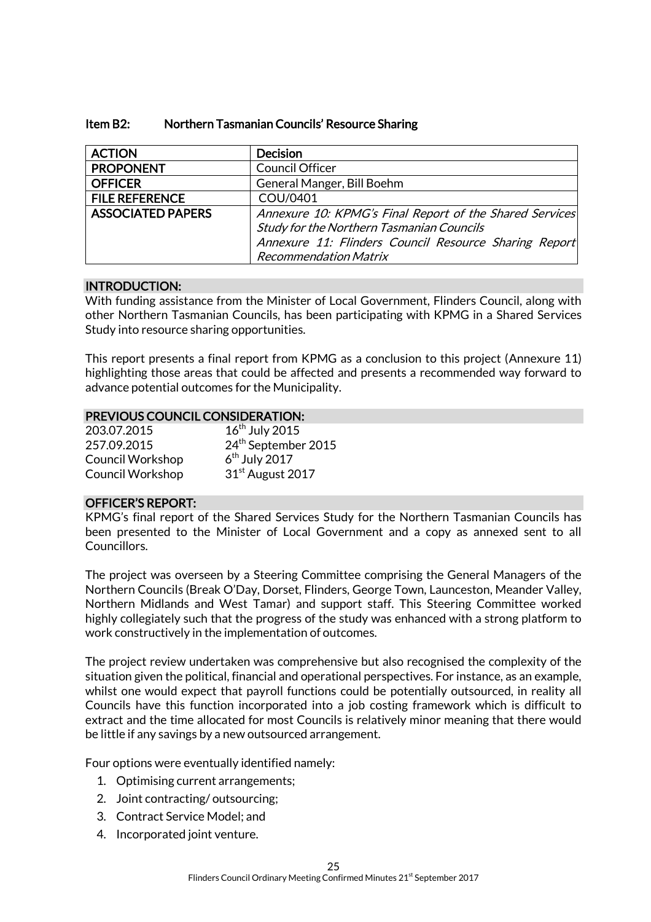### Item B2: Northern Tasmanian Councils' Resource Sharing

| ACTION | Decision |
|---|---|
| PROPONENT | Council Officer |
| OFFICER | General Manger, Bill Boehm |
| FILE REFERENCE | COU/0401 |
| ASSOCIATED PAPERS | *Annexure 10: KPMG's Final Report of the Shared Services Study for the Northern Tasmanian Councils*<br>*Annexure 11: Flinders Council Resource Sharing Report Recommendation Matrix* |

**INTRODUCTION:**

With funding assistance from the Minister of Local Government, Flinders Council, along with other Northern Tasmanian Councils, has been participating with KPMG in a Shared Services Study into resource sharing opportunities.

This report presents a final report from KPMG as a conclusion to this project (Annexure 11) highlighting those areas that could be affected and presents a recommended way forward to advance potential outcomes for the Municipality.

**PREVIOUS COUNCIL CONSIDERATION:**

| | |
|---|---|
| 203.07.2015 | 16th July 2015 |
| 257.09.2015 | 24th September 2015 |
| Council Workshop | 6th July 2017 |
| Council Workshop | 31st August 2017 |

**OFFICER'S REPORT:**

KPMG's final report of the Shared Services Study for the Northern Tasmanian Councils has been presented to the Minister of Local Government and a copy as annexed sent to all Councillors.

The project was overseen by a Steering Committee comprising the General Managers of the Northern Councils (Break O'Day, Dorset, Flinders, George Town, Launceston, Meander Valley, Northern Midlands and West Tamar) and support staff. This Steering Committee worked highly collegiately such that the progress of the study was enhanced with a strong platform to work constructively in the implementation of outcomes.

The project review undertaken was comprehensive but also recognised the complexity of the situation given the political, financial and operational perspectives. For instance, as an example, whilst one would expect that payroll functions could be potentially outsourced, in reality all Councils have this function incorporated into a job costing framework which is difficult to extract and the time allocated for most Councils is relatively minor meaning that there would be little if any savings by a new outsourced arrangement.

Four options were eventually identified namely:

1. Optimising current arrangements;
2. Joint contracting/ outsourcing;
3. Contract Service Model; and
4. Incorporated joint venture.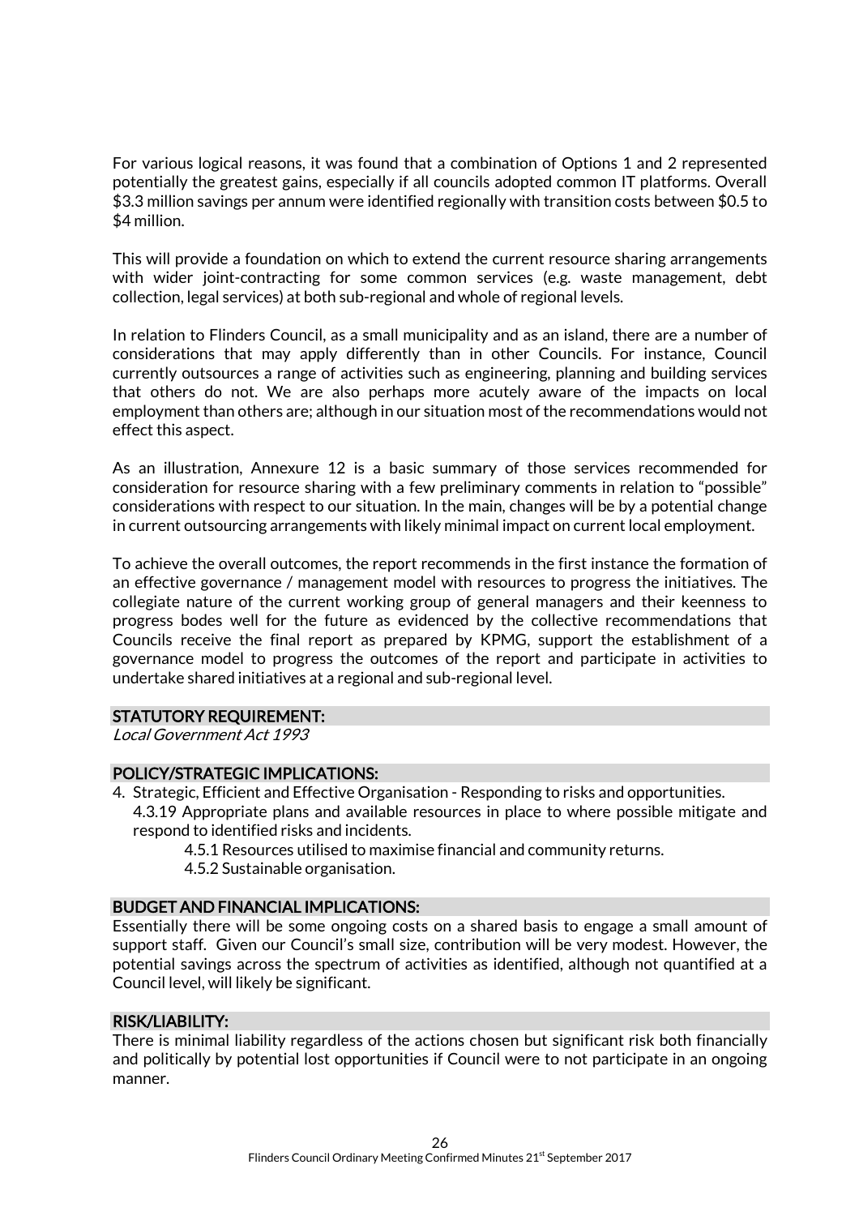For various logical reasons, it was found that a combination of Options 1 and 2 represented potentially the greatest gains, especially if all councils adopted common IT platforms. Overall $3.3 million savings per annum were identified regionally with transition costs between $0.5 to $4 million.

This will provide a foundation on which to extend the current resource sharing arrangements with wider joint-contracting for some common services (e.g. waste management, debt collection, legal services) at both sub-regional and whole of regional levels.

In relation to Flinders Council, as a small municipality and as an island, there are a number of considerations that may apply differently than in other Councils. For instance, Council currently outsources a range of activities such as engineering, planning and building services that others do not. We are also perhaps more acutely aware of the impacts on local employment than others are; although in our situation most of the recommendations would not effect this aspect.

As an illustration, Annexure 12 is a basic summary of those services recommended for consideration for resource sharing with a few preliminary comments in relation to "possible" considerations with respect to our situation. In the main, changes will be by a potential change in current outsourcing arrangements with likely minimal impact on current local employment.

To achieve the overall outcomes, the report recommends in the first instance the formation of an effective governance / management model with resources to progress the initiatives. The collegiate nature of the current working group of general managers and their keenness to progress bodes well for the future as evidenced by the collective recommendations that Councils receive the final report as prepared by KPMG, support the establishment of a governance model to progress the outcomes of the report and participate in activities to undertake shared initiatives at a regional and sub-regional level.

## STATUTORY REQUIREMENT:

*Local Government Act 1993*

## POLICY/STRATEGIC IMPLICATIONS:

4. Strategic, Efficient and Effective Organisation - Responding to risks and opportunities.
   4.3.19 Appropriate plans and available resources in place to where possible mitigate and respond to identified risks and incidents.
   4.5.1 Resources utilised to maximise financial and community returns.
   4.5.2 Sustainable organisation.

## BUDGET AND FINANCIAL IMPLICATIONS:

Essentially there will be some ongoing costs on a shared basis to engage a small amount of support staff. Given our Council's small size, contribution will be very modest. However, the potential savings across the spectrum of activities as identified, although not quantified at a Council level, will likely be significant.

## RISK/LIABILITY:

There is minimal liability regardless of the actions chosen but significant risk both financially and politically by potential lost opportunities if Council were to not participate in an ongoing manner.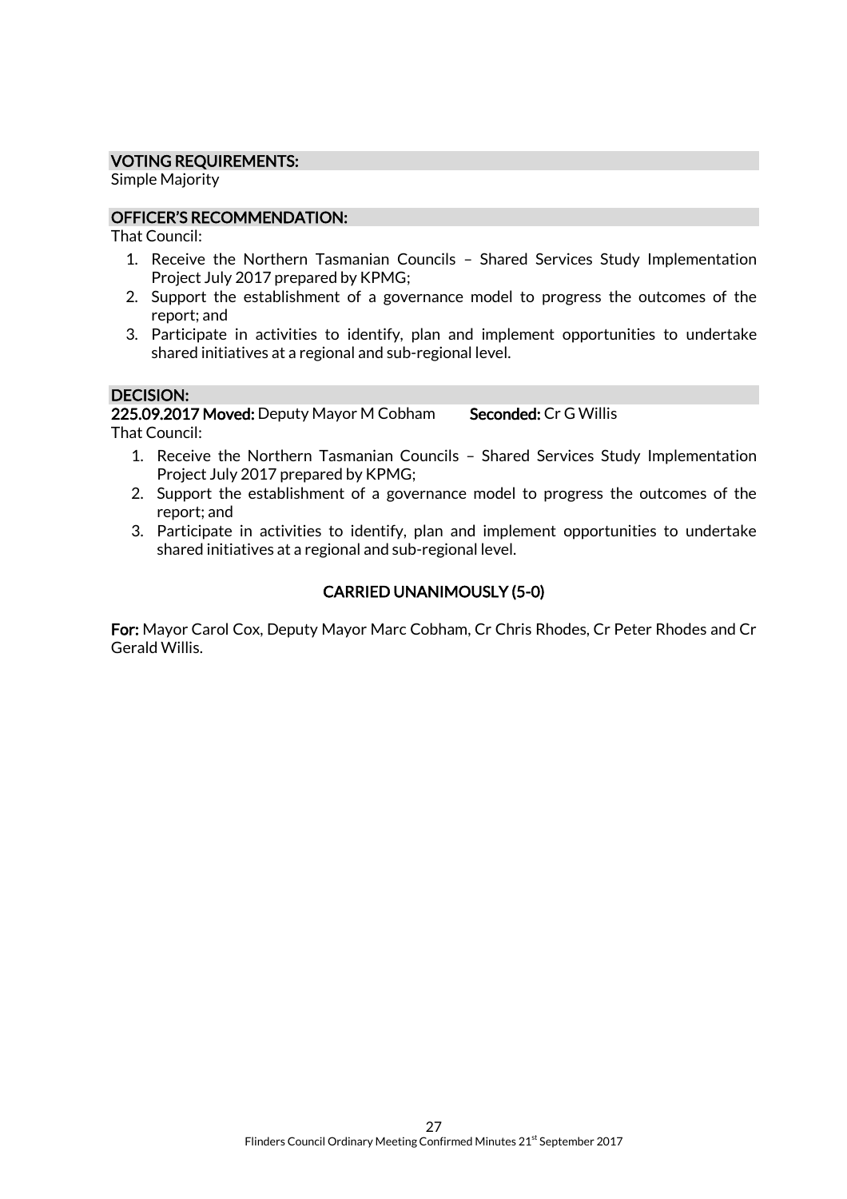**VOTING REQUIREMENTS:**

Simple Majority

**OFFICER'S RECOMMENDATION:**

That Council:

1. Receive the Northern Tasmanian Councils – Shared Services Study Implementation Project July 2017 prepared by KPMG;
2. Support the establishment of a governance model to progress the outcomes of the report; and
3. Participate in activities to identify, plan and implement opportunities to undertake shared initiatives at a regional and sub-regional level.

**DECISION:**

**225.09.2017 Moved:** Deputy Mayor M Cobham **Seconded:** Cr G Willis

That Council:

1. Receive the Northern Tasmanian Councils – Shared Services Study Implementation Project July 2017 prepared by KPMG;
2. Support the establishment of a governance model to progress the outcomes of the report; and
3. Participate in activities to identify, plan and implement opportunities to undertake shared initiatives at a regional and sub-regional level.

**CARRIED UNANIMOUSLY (5-0)**

**For:** Mayor Carol Cox, Deputy Mayor Marc Cobham, Cr Chris Rhodes, Cr Peter Rhodes and Cr Gerald Willis.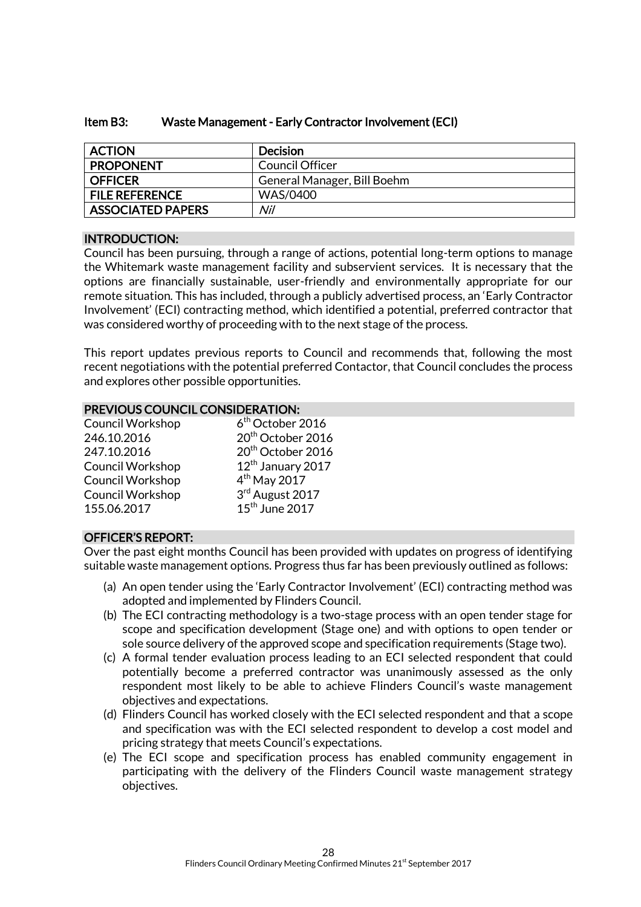### Item B3: Waste Management - Early Contractor Involvement (ECI)

| ACTION | Decision |
|---|---|
| PROPONENT | Council Officer |
| OFFICER | General Manager, Bill Boehm |
| FILE REFERENCE | WAS/0400 |
| ASSOCIATED PAPERS | *Nil* |

#### INTRODUCTION:

Council has been pursuing, through a range of actions, potential long-term options to manage the Whitemark waste management facility and subservient services. It is necessary that the options are financially sustainable, user-friendly and environmentally appropriate for our remote situation. This has included, through a publicly advertised process, an 'Early Contractor Involvement' (ECI) contracting method, which identified a potential, preferred contractor that was considered worthy of proceeding with to the next stage of the process.

This report updates previous reports to Council and recommends that, following the most recent negotiations with the potential preferred Contactor, that Council concludes the process and explores other possible opportunities.

#### PREVIOUS COUNCIL CONSIDERATION:

| | |
|---|---|
| Council Workshop | 6th October 2016 |
| 246.10.2016 | 20th October 2016 |
| 247.10.2016 | 20th October 2016 |
| Council Workshop | 12th January 2017 |
| Council Workshop | 4th May 2017 |
| Council Workshop | 3rd August 2017 |
| 155.06.2017 | 15th June 2017 |

#### OFFICER'S REPORT:

Over the past eight months Council has been provided with updates on progress of identifying suitable waste management options. Progress thus far has been previously outlined as follows:

(a) An open tender using the 'Early Contractor Involvement' (ECI) contracting method was adopted and implemented by Flinders Council.

(b) The ECI contracting methodology is a two-stage process with an open tender stage for scope and specification development (Stage one) and with options to open tender or sole source delivery of the approved scope and specification requirements (Stage two).

(c) A formal tender evaluation process leading to an ECI selected respondent that could potentially become a preferred contractor was unanimously assessed as the only respondent most likely to be able to achieve Flinders Council's waste management objectives and expectations.

(d) Flinders Council has worked closely with the ECI selected respondent and that a scope and specification was with the ECI selected respondent to develop a cost model and pricing strategy that meets Council's expectations.

(e) The ECI scope and specification process has enabled community engagement in participating with the delivery of the Flinders Council waste management strategy objectives.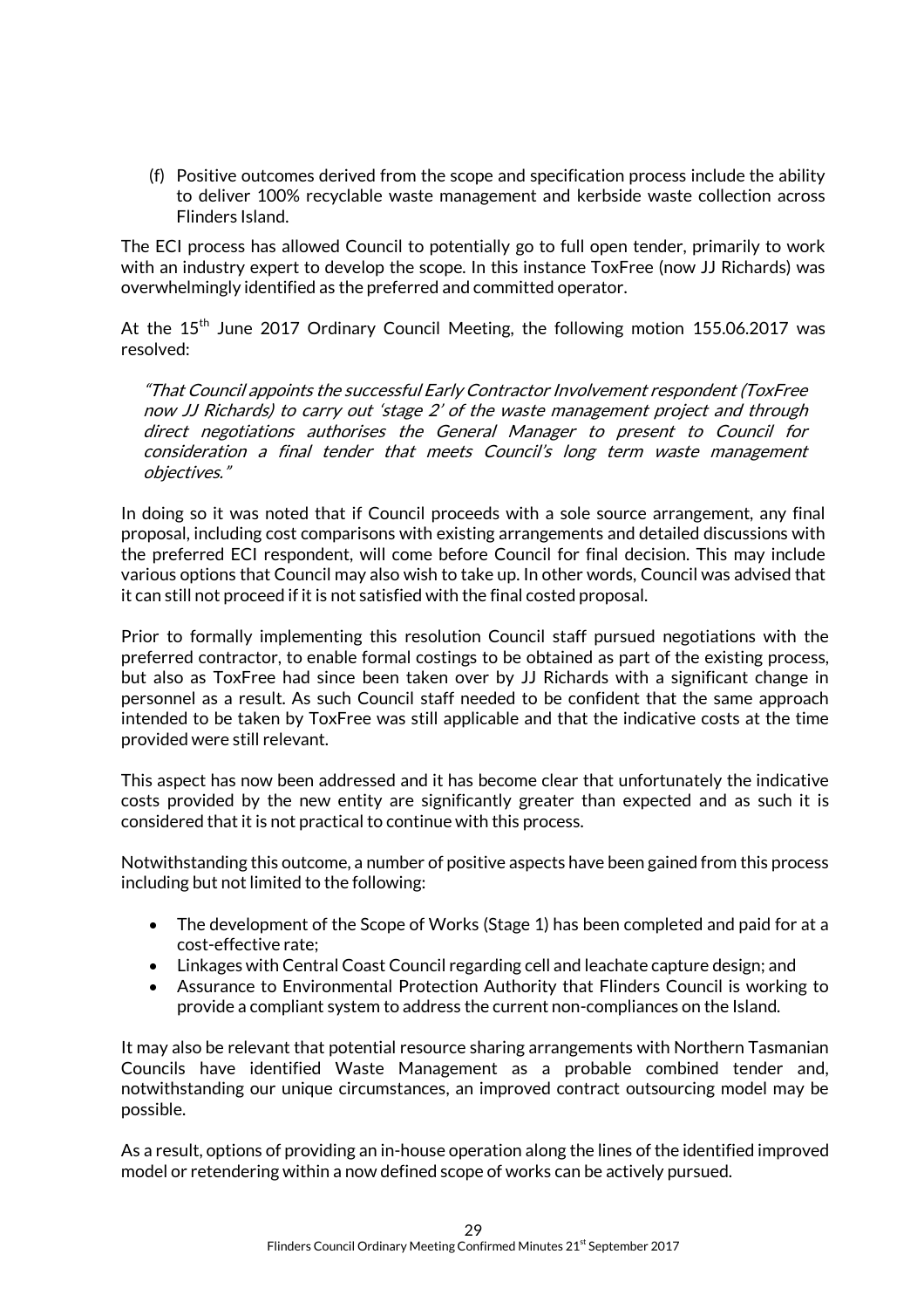(f) Positive outcomes derived from the scope and specification process include the ability to deliver 100% recyclable waste management and kerbside waste collection across Flinders Island.

The ECI process has allowed Council to potentially go to full open tender, primarily to work with an industry expert to develop the scope. In this instance ToxFree (now JJ Richards) was overwhelmingly identified as the preferred and committed operator.

At the 15th June 2017 Ordinary Council Meeting, the following motion 155.06.2017 was resolved:

*"That Council appoints the successful Early Contractor Involvement respondent (ToxFree now JJ Richards) to carry out 'stage 2' of the waste management project and through direct negotiations authorises the General Manager to present to Council for consideration a final tender that meets Council's long term waste management objectives."*

In doing so it was noted that if Council proceeds with a sole source arrangement, any final proposal, including cost comparisons with existing arrangements and detailed discussions with the preferred ECI respondent, will come before Council for final decision. This may include various options that Council may also wish to take up. In other words, Council was advised that it can still not proceed if it is not satisfied with the final costed proposal.

Prior to formally implementing this resolution Council staff pursued negotiations with the preferred contractor, to enable formal costings to be obtained as part of the existing process, but also as ToxFree had since been taken over by JJ Richards with a significant change in personnel as a result. As such Council staff needed to be confident that the same approach intended to be taken by ToxFree was still applicable and that the indicative costs at the time provided were still relevant.

This aspect has now been addressed and it has become clear that unfortunately the indicative costs provided by the new entity are significantly greater than expected and as such it is considered that it is not practical to continue with this process.

Notwithstanding this outcome, a number of positive aspects have been gained from this process including but not limited to the following:

- The development of the Scope of Works (Stage 1) has been completed and paid for at a cost-effective rate;
- Linkages with Central Coast Council regarding cell and leachate capture design; and
- Assurance to Environmental Protection Authority that Flinders Council is working to provide a compliant system to address the current non-compliances on the Island.

It may also be relevant that potential resource sharing arrangements with Northern Tasmanian Councils have identified Waste Management as a probable combined tender and, notwithstanding our unique circumstances, an improved contract outsourcing model may be possible.

As a result, options of providing an in-house operation along the lines of the identified improved model or retendering within a now defined scope of works can be actively pursued.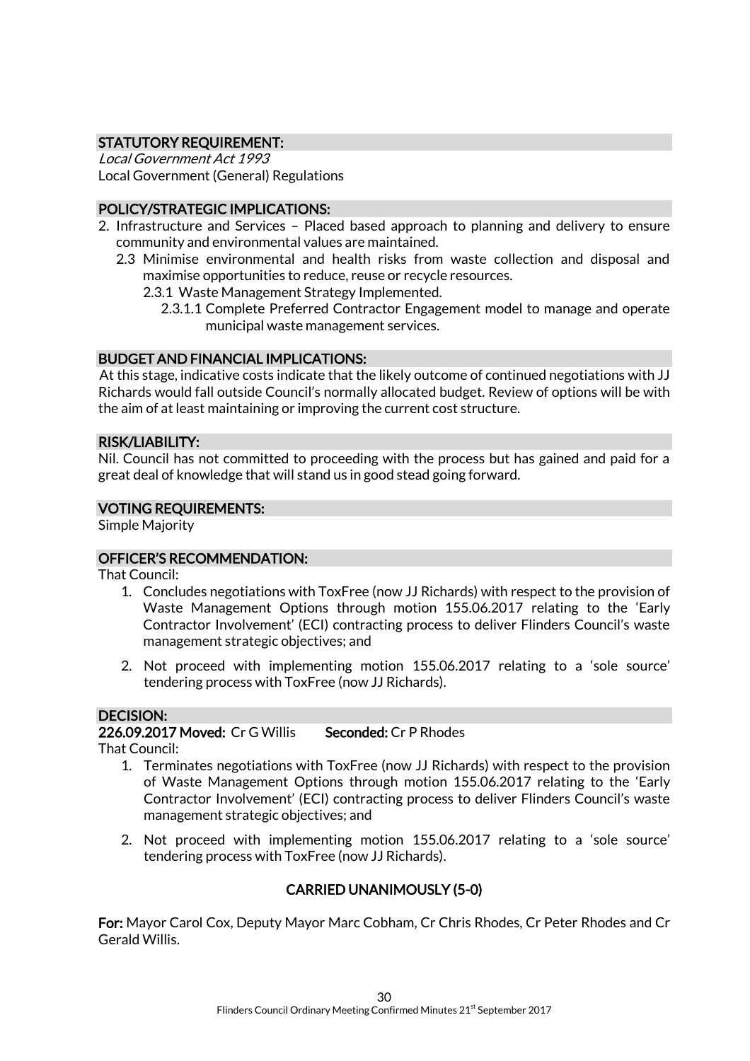## STATUTORY REQUIREMENT:

*Local Government Act 1993*
Local Government (General) Regulations

## POLICY/STRATEGIC IMPLICATIONS:

2. Infrastructure and Services – Placed based approach to planning and delivery to ensure community and environmental values are maintained.
   - 2.3 Minimise environmental and health risks from waste collection and disposal and maximise opportunities to reduce, reuse or recycle resources.
     - 2.3.1 Waste Management Strategy Implemented.
       - 2.3.1.1 Complete Preferred Contractor Engagement model to manage and operate municipal waste management services.

## BUDGET AND FINANCIAL IMPLICATIONS:

At this stage, indicative costs indicate that the likely outcome of continued negotiations with JJ Richards would fall outside Council's normally allocated budget. Review of options will be with the aim of at least maintaining or improving the current cost structure.

## RISK/LIABILITY:

Nil. Council has not committed to proceeding with the process but has gained and paid for a great deal of knowledge that will stand us in good stead going forward.

## VOTING REQUIREMENTS:

Simple Majority

## OFFICER'S RECOMMENDATION:

That Council:

1. Concludes negotiations with ToxFree (now JJ Richards) with respect to the provision of Waste Management Options through motion 155.06.2017 relating to the 'Early Contractor Involvement' (ECI) contracting process to deliver Flinders Council's waste management strategic objectives; and

2. Not proceed with implementing motion 155.06.2017 relating to a 'sole source' tendering process with ToxFree (now JJ Richards).

## DECISION:

**226.09.2017 Moved:** Cr G Willis **Seconded:** Cr P Rhodes

That Council:

1. Terminates negotiations with ToxFree (now JJ Richards) with respect to the provision of Waste Management Options through motion 155.06.2017 relating to the 'Early Contractor Involvement' (ECI) contracting process to deliver Flinders Council's waste management strategic objectives; and

2. Not proceed with implementing motion 155.06.2017 relating to a 'sole source' tendering process with ToxFree (now JJ Richards).

**CARRIED UNANIMOUSLY (5-0)**

**For:** Mayor Carol Cox, Deputy Mayor Marc Cobham, Cr Chris Rhodes, Cr Peter Rhodes and Cr Gerald Willis.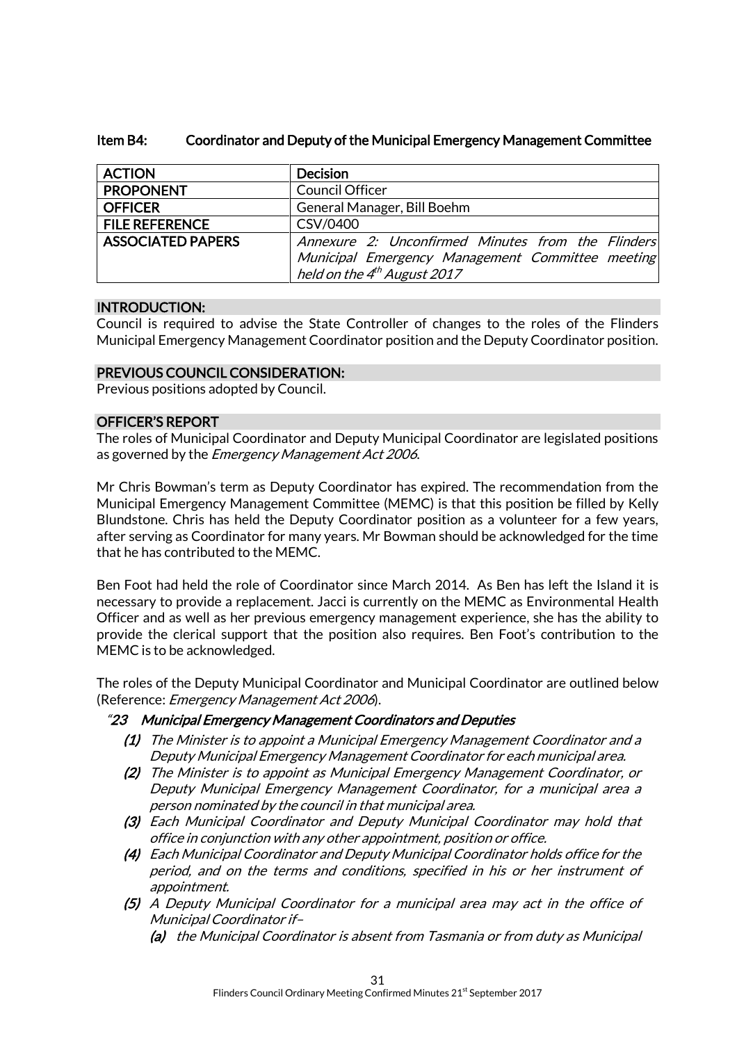### Item B4: Coordinator and Deputy of the Municipal Emergency Management Committee

| ACTION | Decision |
|---|---|
| PROPONENT | Council Officer |
| OFFICER | General Manager, Bill Boehm |
| FILE REFERENCE | CSV/0400 |
| ASSOCIATED PAPERS | *Annexure 2: Unconfirmed Minutes from the Flinders Municipal Emergency Management Committee meeting held on the 4th August 2017* |

#### INTRODUCTION:

Council is required to advise the State Controller of changes to the roles of the Flinders Municipal Emergency Management Coordinator position and the Deputy Coordinator position.

#### PREVIOUS COUNCIL CONSIDERATION:

Previous positions adopted by Council.

#### OFFICER'S REPORT

The roles of Municipal Coordinator and Deputy Municipal Coordinator are legislated positions as governed by the *Emergency Management Act 2006*.

Mr Chris Bowman's term as Deputy Coordinator has expired. The recommendation from the Municipal Emergency Management Committee (MEMC) is that this position be filled by Kelly Blundstone. Chris has held the Deputy Coordinator position as a volunteer for a few years, after serving as Coordinator for many years. Mr Bowman should be acknowledged for the time that he has contributed to the MEMC.

Ben Foot had held the role of Coordinator since March 2014. As Ben has left the Island it is necessary to provide a replacement. Jacci is currently on the MEMC as Environmental Health Officer and as well as her previous emergency management experience, she has the ability to provide the clerical support that the position also requires. Ben Foot's contribution to the MEMC is to be acknowledged.

The roles of the Deputy Municipal Coordinator and Municipal Coordinator are outlined below (Reference: *Emergency Management Act 2006*).

*"**23 Municipal Emergency Management Coordinators and Deputies***

- ***(1)*** *The Minister is to appoint a Municipal Emergency Management Coordinator and a Deputy Municipal Emergency Management Coordinator for each municipal area.*
- ***(2)*** *The Minister is to appoint as Municipal Emergency Management Coordinator, or Deputy Municipal Emergency Management Coordinator, for a municipal area a person nominated by the council in that municipal area.*
- ***(3)*** *Each Municipal Coordinator and Deputy Municipal Coordinator may hold that office in conjunction with any other appointment, position or office.*
- ***(4)*** *Each Municipal Coordinator and Deputy Municipal Coordinator holds office for the period, and on the terms and conditions, specified in his or her instrument of appointment.*
- ***(5)*** *A Deputy Municipal Coordinator for a municipal area may act in the office of Municipal Coordinator if–*
  - ***(a)*** *the Municipal Coordinator is absent from Tasmania or from duty as Municipal*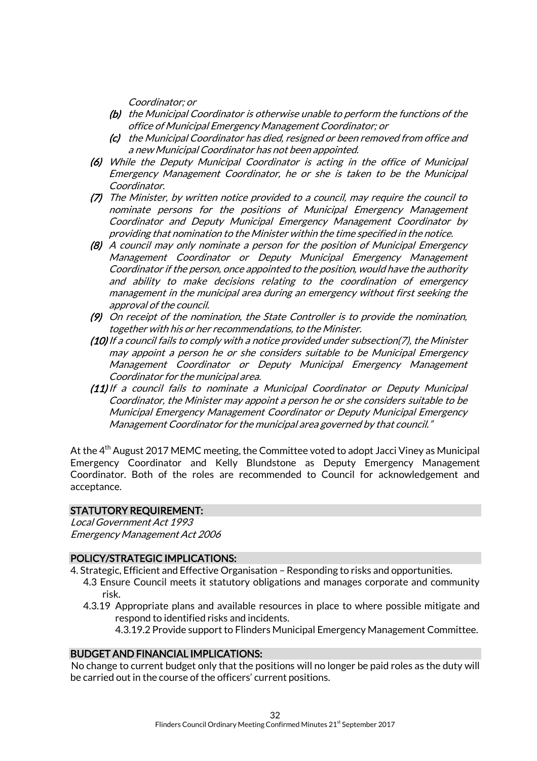*Coordinator; or*

- ***(b)*** *the Municipal Coordinator is otherwise unable to perform the functions of the office of Municipal Emergency Management Coordinator; or*
- ***(c)*** *the Municipal Coordinator has died, resigned or been removed from office and a new Municipal Coordinator has not been appointed.*

***(6)*** *While the Deputy Municipal Coordinator is acting in the office of Municipal Emergency Management Coordinator, he or she is taken to be the Municipal Coordinator.*

***(7)*** *The Minister, by written notice provided to a council, may require the council to nominate persons for the positions of Municipal Emergency Management Coordinator and Deputy Municipal Emergency Management Coordinator by providing that nomination to the Minister within the time specified in the notice.*

***(8)*** *A council may only nominate a person for the position of Municipal Emergency Management Coordinator or Deputy Municipal Emergency Management Coordinator if the person, once appointed to the position, would have the authority and ability to make decisions relating to the coordination of emergency management in the municipal area during an emergency without first seeking the approval of the council.*

***(9)*** *On receipt of the nomination, the State Controller is to provide the nomination, together with his or her recommendations, to the Minister.*

***(10)*** *If a council fails to comply with a notice provided under subsection(7), the Minister may appoint a person he or she considers suitable to be Municipal Emergency Management Coordinator or Deputy Municipal Emergency Management Coordinator for the municipal area.*

***(11)*** *If a council fails to nominate a Municipal Coordinator or Deputy Municipal Coordinator, the Minister may appoint a person he or she considers suitable to be Municipal Emergency Management Coordinator or Deputy Municipal Emergency Management Coordinator for the municipal area governed by that council."*

At the 4th August 2017 MEMC meeting, the Committee voted to adopt Jacci Viney as Municipal Emergency Coordinator and Kelly Blundstone as Deputy Emergency Management Coordinator. Both of the roles are recommended to Council for acknowledgement and acceptance.

## STATUTORY REQUIREMENT:

*Local Government Act 1993*
*Emergency Management Act 2006*

## POLICY/STRATEGIC IMPLICATIONS:

4. Strategic, Efficient and Effective Organisation – Responding to risks and opportunities.
   - 4.3 Ensure Council meets it statutory obligations and manages corporate and community risk.
   - 4.3.19 Appropriate plans and available resources in place to where possible mitigate and respond to identified risks and incidents.
     - 4.3.19.2 Provide support to Flinders Municipal Emergency Management Committee.

## BUDGET AND FINANCIAL IMPLICATIONS:

No change to current budget only that the positions will no longer be paid roles as the duty will be carried out in the course of the officers' current positions.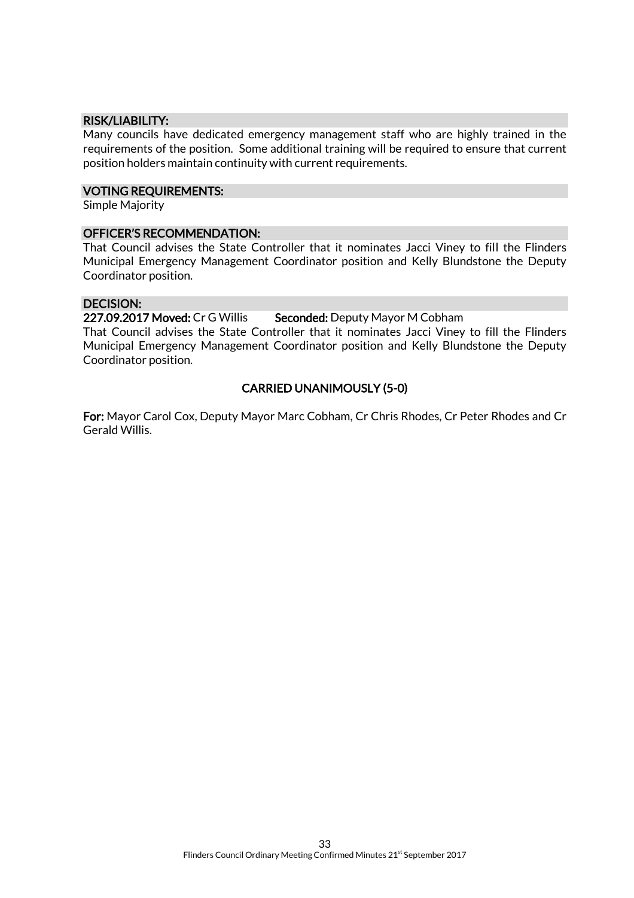### RISK/LIABILITY:

Many councils have dedicated emergency management staff who are highly trained in the requirements of the position. Some additional training will be required to ensure that current position holders maintain continuity with current requirements.

### VOTING REQUIREMENTS:

Simple Majority

### OFFICER'S RECOMMENDATION:

That Council advises the State Controller that it nominates Jacci Viney to fill the Flinders Municipal Emergency Management Coordinator position and Kelly Blundstone the Deputy Coordinator position.

### DECISION:

**227.09.2017 Moved:** Cr G Willis **Seconded:** Deputy Mayor M Cobham

That Council advises the State Controller that it nominates Jacci Viney to fill the Flinders Municipal Emergency Management Coordinator position and Kelly Blundstone the Deputy Coordinator position.

**CARRIED UNANIMOUSLY (5-0)**

**For:** Mayor Carol Cox, Deputy Mayor Marc Cobham, Cr Chris Rhodes, Cr Peter Rhodes and Cr Gerald Willis.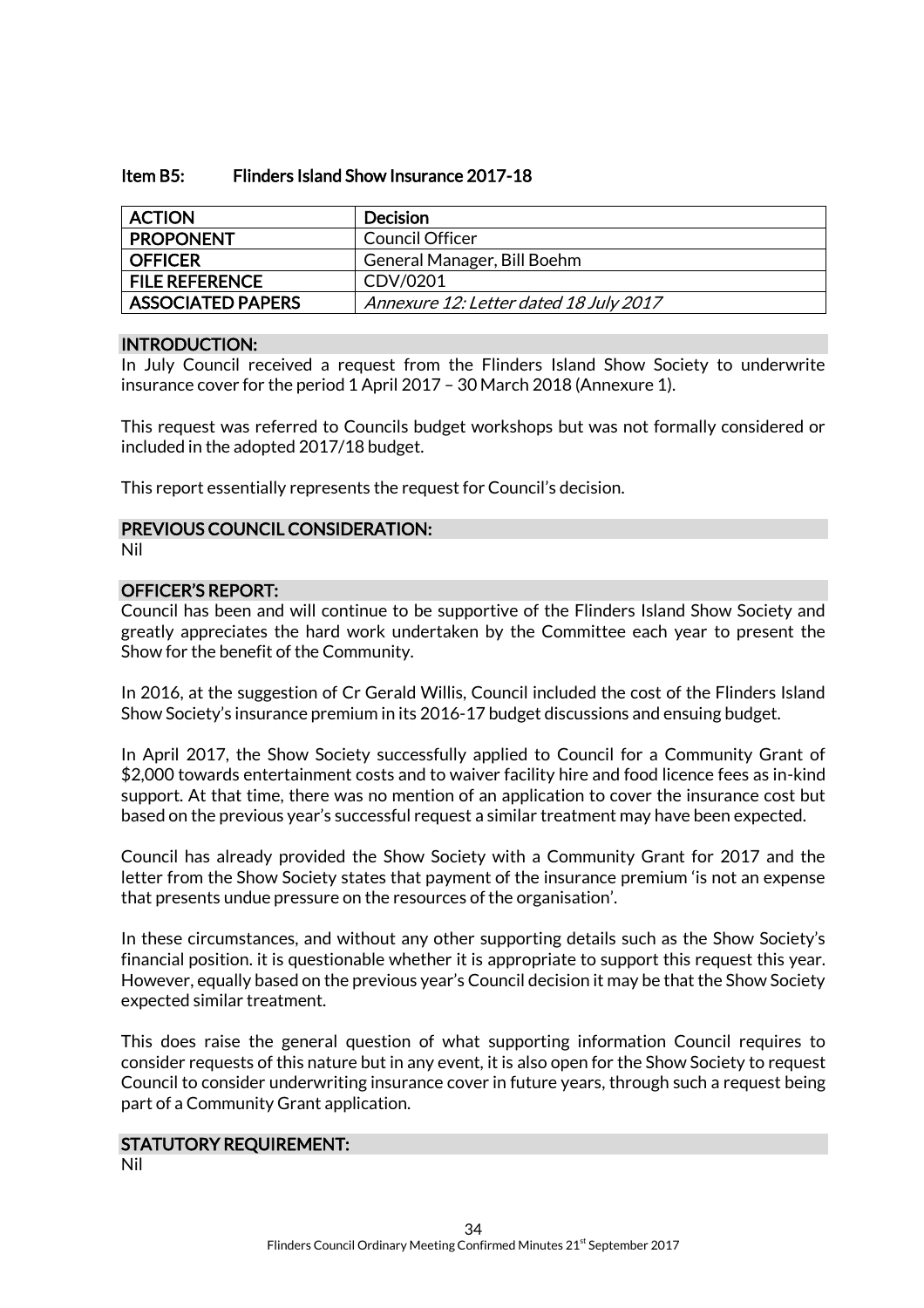### Item B5: Flinders Island Show Insurance 2017-18

| ACTION | Decision |
|---|---|
| PROPONENT | Council Officer |
| OFFICER | General Manager, Bill Boehm |
| FILE REFERENCE | CDV/0201 |
| ASSOCIATED PAPERS | *Annexure 12: Letter dated 18 July 2017* |

#### INTRODUCTION:

In July Council received a request from the Flinders Island Show Society to underwrite insurance cover for the period 1 April 2017 – 30 March 2018 (Annexure 1).

This request was referred to Councils budget workshops but was not formally considered or included in the adopted 2017/18 budget.

This report essentially represents the request for Council's decision.

#### PREVIOUS COUNCIL CONSIDERATION:

Nil

#### OFFICER'S REPORT:

Council has been and will continue to be supportive of the Flinders Island Show Society and greatly appreciates the hard work undertaken by the Committee each year to present the Show for the benefit of the Community.

In 2016, at the suggestion of Cr Gerald Willis, Council included the cost of the Flinders Island Show Society's insurance premium in its 2016-17 budget discussions and ensuing budget.

In April 2017, the Show Society successfully applied to Council for a Community Grant of $2,000 towards entertainment costs and to waiver facility hire and food licence fees as in-kind support. At that time, there was no mention of an application to cover the insurance cost but based on the previous year's successful request a similar treatment may have been expected.

Council has already provided the Show Society with a Community Grant for 2017 and the letter from the Show Society states that payment of the insurance premium 'is not an expense that presents undue pressure on the resources of the organisation'.

In these circumstances, and without any other supporting details such as the Show Society's financial position. it is questionable whether it is appropriate to support this request this year. However, equally based on the previous year's Council decision it may be that the Show Society expected similar treatment.

This does raise the general question of what supporting information Council requires to consider requests of this nature but in any event, it is also open for the Show Society to request Council to consider underwriting insurance cover in future years, through such a request being part of a Community Grant application.

#### STATUTORY REQUIREMENT:

Nil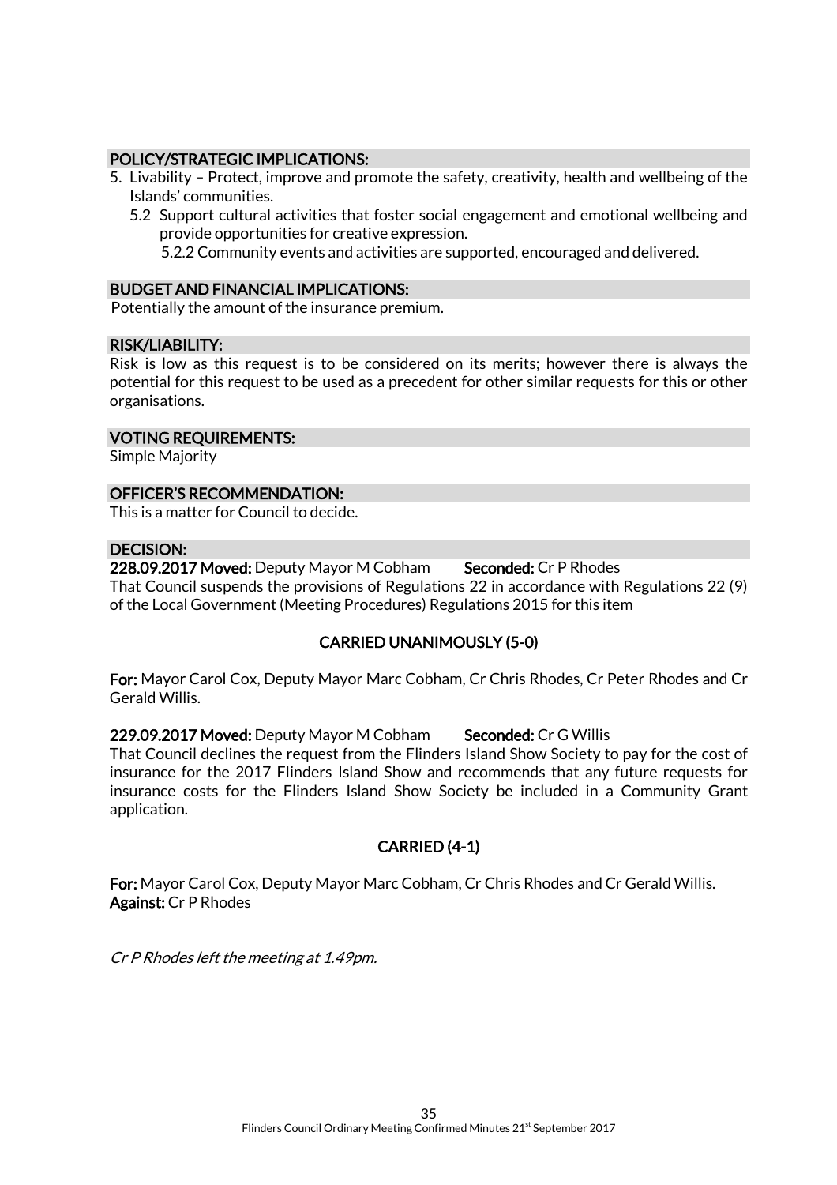## POLICY/STRATEGIC IMPLICATIONS:

5. Livability – Protect, improve and promote the safety, creativity, health and wellbeing of the Islands' communities.
   - 5.2 Support cultural activities that foster social engagement and emotional wellbeing and provide opportunities for creative expression.
     - 5.2.2 Community events and activities are supported, encouraged and delivered.

## BUDGET AND FINANCIAL IMPLICATIONS:

Potentially the amount of the insurance premium.

## RISK/LIABILITY:

Risk is low as this request is to be considered on its merits; however there is always the potential for this request to be used as a precedent for other similar requests for this or other organisations.

## VOTING REQUIREMENTS:

Simple Majority

## OFFICER'S RECOMMENDATION:

This is a matter for Council to decide.

## DECISION:

**228.09.2017 Moved:** Deputy Mayor M Cobham **Seconded:** Cr P Rhodes

That Council suspends the provisions of Regulations 22 in accordance with Regulations 22 (9) of the Local Government (Meeting Procedures) Regulations 2015 for this item

**CARRIED UNANIMOUSLY (5-0)**

**For:** Mayor Carol Cox, Deputy Mayor Marc Cobham, Cr Chris Rhodes, Cr Peter Rhodes and Cr Gerald Willis.

**229.09.2017 Moved:** Deputy Mayor M Cobham **Seconded:** Cr G Willis

That Council declines the request from the Flinders Island Show Society to pay for the cost of insurance for the 2017 Flinders Island Show and recommends that any future requests for insurance costs for the Flinders Island Show Society be included in a Community Grant application.

**CARRIED (4-1)**

**For:** Mayor Carol Cox, Deputy Mayor Marc Cobham, Cr Chris Rhodes and Cr Gerald Willis.
**Against:** Cr P Rhodes

*Cr P Rhodes left the meeting at 1.49pm.*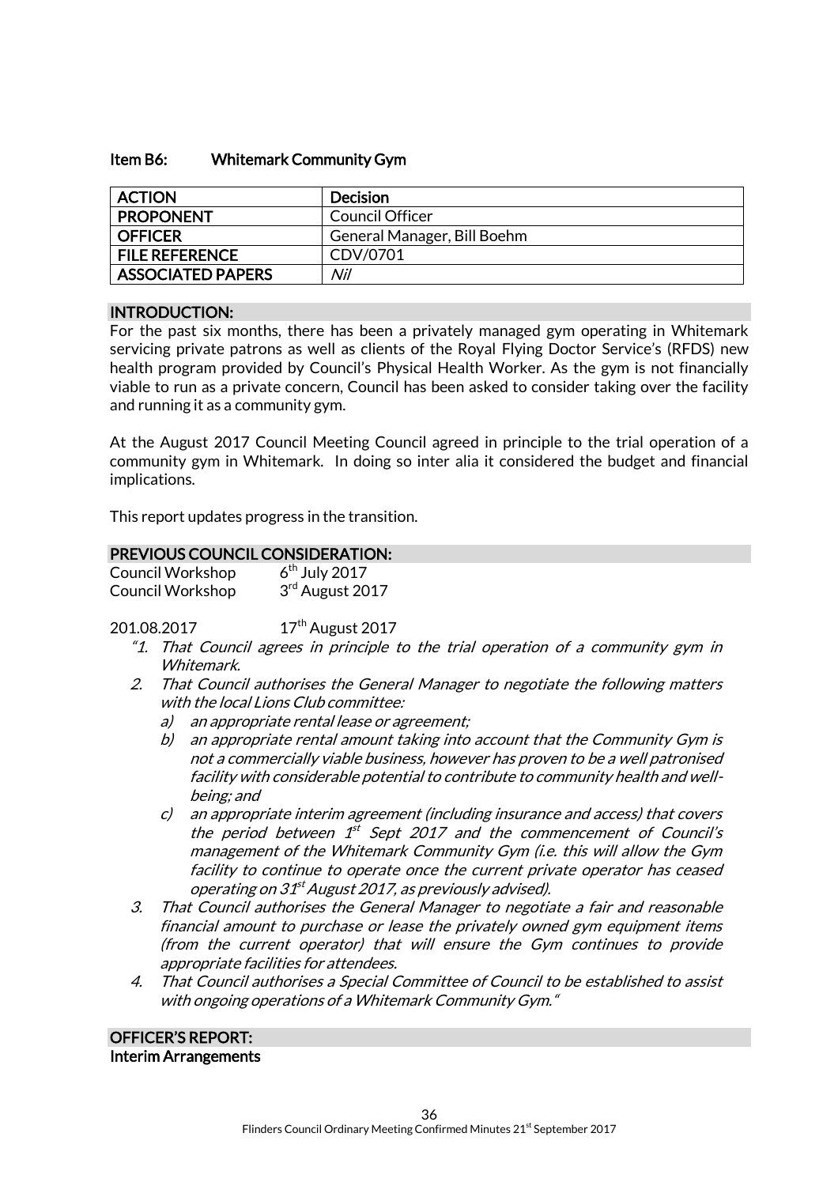### Item B6: Whitemark Community Gym

| ACTION | Decision |
|---|---|
| PROPONENT | Council Officer |
| OFFICER | General Manager, Bill Boehm |
| FILE REFERENCE | CDV/0701 |
| ASSOCIATED PAPERS | *Nil* |

**INTRODUCTION:**

For the past six months, there has been a privately managed gym operating in Whitemark servicing private patrons as well as clients of the Royal Flying Doctor Service's (RFDS) new health program provided by Council's Physical Health Worker. As the gym is not financially viable to run as a private concern, Council has been asked to consider taking over the facility and running it as a community gym.

At the August 2017 Council Meeting Council agreed in principle to the trial operation of a community gym in Whitemark. In doing so inter alia it considered the budget and financial implications.

This report updates progress in the transition.

**PREVIOUS COUNCIL CONSIDERATION:**

Council Workshop 6th July 2017
Council Workshop 3rd August 2017

201.08.2017 17th August 2017

*"1. That Council agrees in principle to the trial operation of a community gym in Whitemark.*

*2. That Council authorises the General Manager to negotiate the following matters with the local Lions Club committee:*

*a) an appropriate rental lease or agreement;*

*b) an appropriate rental amount taking into account that the Community Gym is not a commercially viable business, however has proven to be a well patronised facility with considerable potential to contribute to community health and well-being; and*

*c) an appropriate interim agreement (including insurance and access) that covers the period between 1st Sept 2017 and the commencement of Council's management of the Whitemark Community Gym (i.e. this will allow the Gym facility to continue to operate once the current private operator has ceased operating on 31st August 2017, as previously advised).*

*3. That Council authorises the General Manager to negotiate a fair and reasonable financial amount to purchase or lease the privately owned gym equipment items (from the current operator) that will ensure the Gym continues to provide appropriate facilities for attendees.*

*4. That Council authorises a Special Committee of Council to be established to assist with ongoing operations of a Whitemark Community Gym."*

**OFFICER'S REPORT:**

**Interim Arrangements**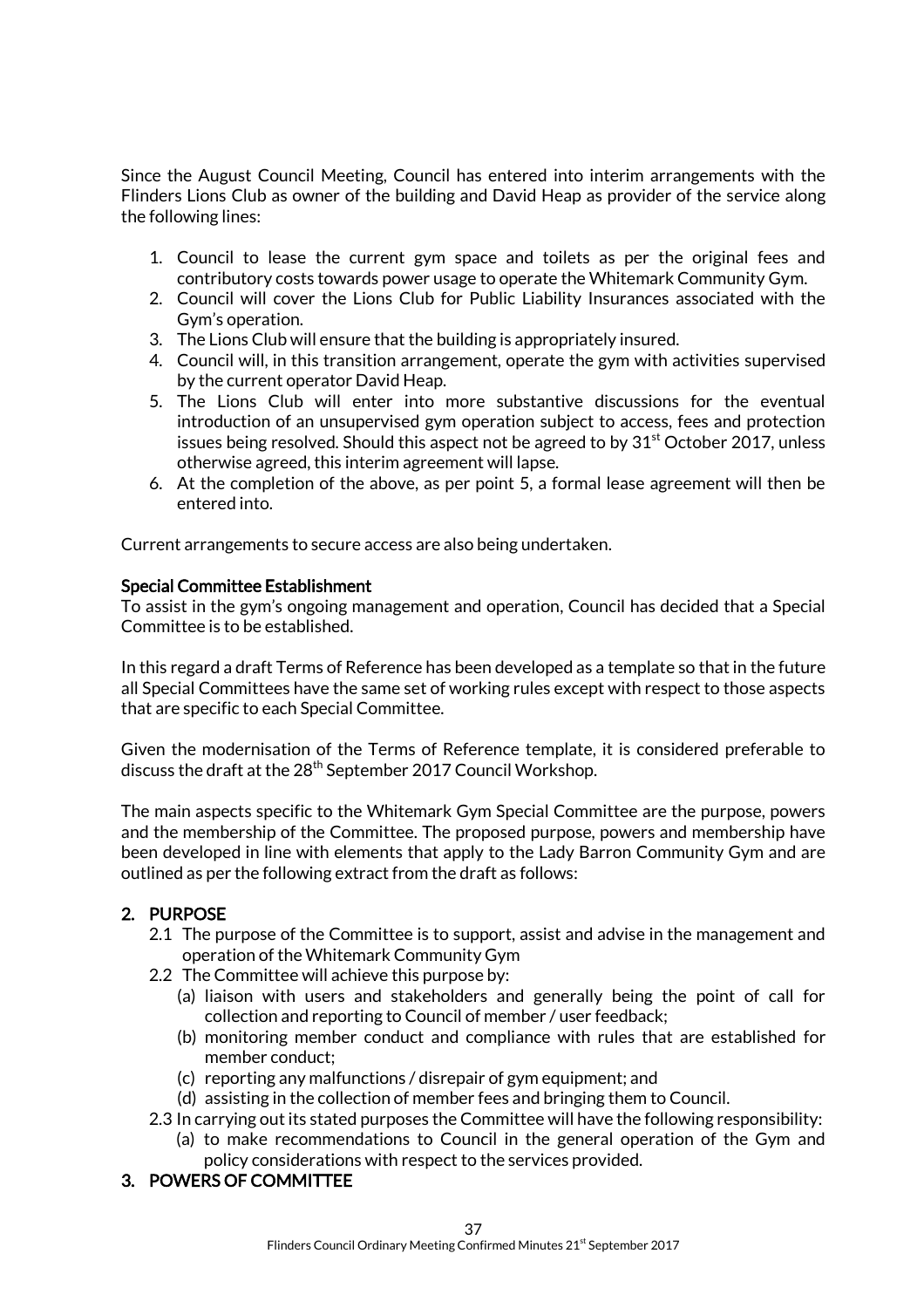Since the August Council Meeting, Council has entered into interim arrangements with the Flinders Lions Club as owner of the building and David Heap as provider of the service along the following lines:

1. Council to lease the current gym space and toilets as per the original fees and contributory costs towards power usage to operate the Whitemark Community Gym.
2. Council will cover the Lions Club for Public Liability Insurances associated with the Gym's operation.
3. The Lions Club will ensure that the building is appropriately insured.
4. Council will, in this transition arrangement, operate the gym with activities supervised by the current operator David Heap.
5. The Lions Club will enter into more substantive discussions for the eventual introduction of an unsupervised gym operation subject to access, fees and protection issues being resolved. Should this aspect not be agreed to by 31st October 2017, unless otherwise agreed, this interim agreement will lapse.
6. At the completion of the above, as per point 5, a formal lease agreement will then be entered into.

Current arrangements to secure access are also being undertaken.

**Special Committee Establishment**

To assist in the gym's ongoing management and operation, Council has decided that a Special Committee is to be established.

In this regard a draft Terms of Reference has been developed as a template so that in the future all Special Committees have the same set of working rules except with respect to those aspects that are specific to each Special Committee.

Given the modernisation of the Terms of Reference template, it is considered preferable to discuss the draft at the 28th September 2017 Council Workshop.

The main aspects specific to the Whitemark Gym Special Committee are the purpose, powers and the membership of the Committee. The proposed purpose, powers and membership have been developed in line with elements that apply to the Lady Barron Community Gym and are outlined as per the following extract from the draft as follows:

**2. PURPOSE**

2.1 The purpose of the Committee is to support, assist and advise in the management and operation of the Whitemark Community Gym

2.2 The Committee will achieve this purpose by:

(a) liaison with users and stakeholders and generally being the point of call for collection and reporting to Council of member / user feedback;

(b) monitoring member conduct and compliance with rules that are established for member conduct;

(c) reporting any malfunctions / disrepair of gym equipment; and

(d) assisting in the collection of member fees and bringing them to Council.

2.3 In carrying out its stated purposes the Committee will have the following responsibility:

(a) to make recommendations to Council in the general operation of the Gym and policy considerations with respect to the services provided.

**3. POWERS OF COMMITTEE**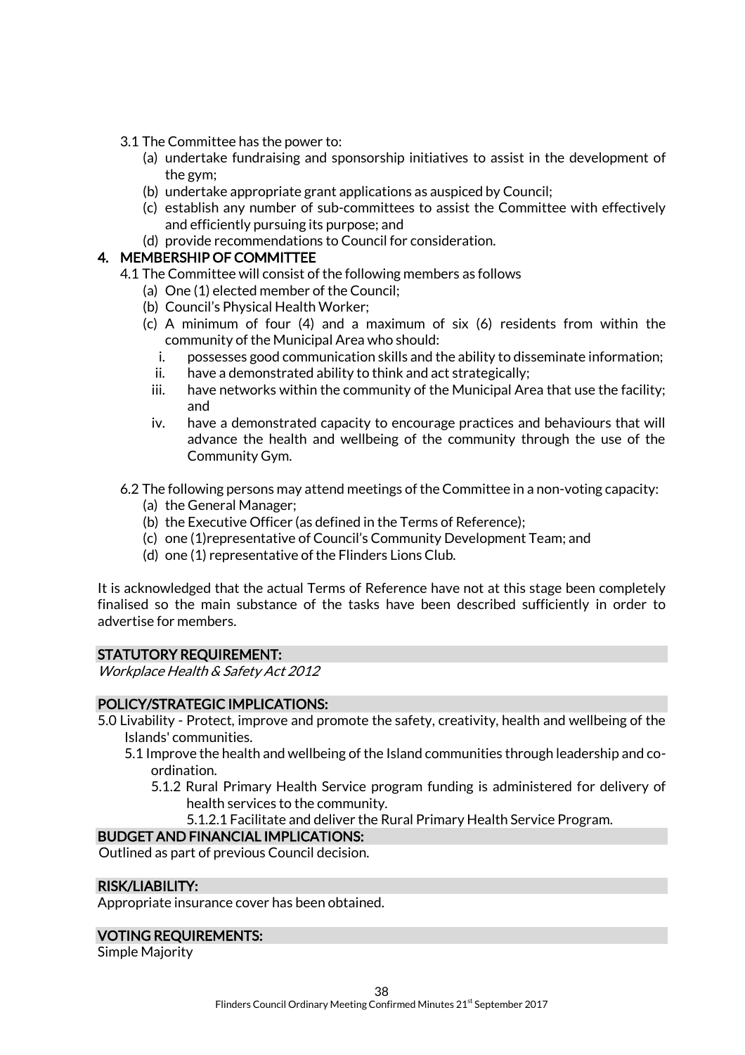3.1 The Committee has the power to:

- (a) undertake fundraising and sponsorship initiatives to assist in the development of the gym;
- (b) undertake appropriate grant applications as auspiced by Council;
- (c) establish any number of sub-committees to assist the Committee with effectively and efficiently pursuing its purpose; and
- (d) provide recommendations to Council for consideration.

## 4. MEMBERSHIP OF COMMITTEE

4.1 The Committee will consist of the following members as follows

- (a) One (1) elected member of the Council;
- (b) Council's Physical Health Worker;
- (c) A minimum of four (4) and a maximum of six (6) residents from within the community of the Municipal Area who should:
  - i. possesses good communication skills and the ability to disseminate information;
  - ii. have a demonstrated ability to think and act strategically;
  - iii. have networks within the community of the Municipal Area that use the facility; and
  - iv. have a demonstrated capacity to encourage practices and behaviours that will advance the health and wellbeing of the community through the use of the Community Gym.

6.2 The following persons may attend meetings of the Committee in a non-voting capacity:

- (a) the General Manager;
- (b) the Executive Officer (as defined in the Terms of Reference);
- (c) one (1)representative of Council's Community Development Team; and
- (d) one (1) representative of the Flinders Lions Club.

It is acknowledged that the actual Terms of Reference have not at this stage been completely finalised so the main substance of the tasks have been described sufficiently in order to advertise for members.

### STATUTORY REQUIREMENT:

*Workplace Health & Safety Act 2012*

### POLICY/STRATEGIC IMPLICATIONS:

5.0 Livability - Protect, improve and promote the safety, creativity, health and wellbeing of the Islands' communities.

5.1 Improve the health and wellbeing of the Island communities through leadership and co-ordination.

5.1.2 Rural Primary Health Service program funding is administered for delivery of health services to the community.

5.1.2.1 Facilitate and deliver the Rural Primary Health Service Program.

### BUDGET AND FINANCIAL IMPLICATIONS:

Outlined as part of previous Council decision.

### RISK/LIABILITY:

Appropriate insurance cover has been obtained.

### VOTING REQUIREMENTS:

Simple Majority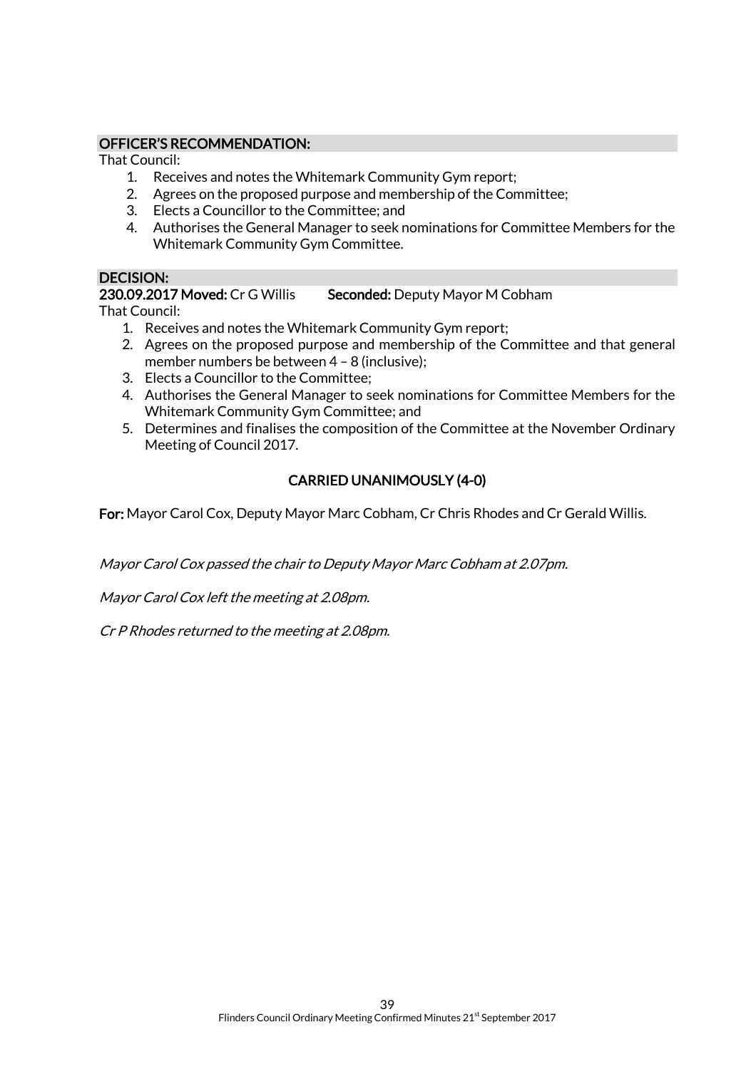## OFFICER'S RECOMMENDATION:

That Council:

1. Receives and notes the Whitemark Community Gym report;
2. Agrees on the proposed purpose and membership of the Committee;
3. Elects a Councillor to the Committee; and
4. Authorises the General Manager to seek nominations for Committee Members for the Whitemark Community Gym Committee.

## DECISION:

**230.09.2017 Moved:** Cr G Willis **Seconded:** Deputy Mayor M Cobham

That Council:

1. Receives and notes the Whitemark Community Gym report;
2. Agrees on the proposed purpose and membership of the Committee and that general member numbers be between 4 – 8 (inclusive);
3. Elects a Councillor to the Committee;
4. Authorises the General Manager to seek nominations for Committee Members for the Whitemark Community Gym Committee; and
5. Determines and finalises the composition of the Committee at the November Ordinary Meeting of Council 2017.

**CARRIED UNANIMOUSLY (4-0)**

**For:** Mayor Carol Cox, Deputy Mayor Marc Cobham, Cr Chris Rhodes and Cr Gerald Willis.

*Mayor Carol Cox passed the chair to Deputy Mayor Marc Cobham at 2.07pm.*

*Mayor Carol Cox left the meeting at 2.08pm.*

*Cr P Rhodes returned to the meeting at 2.08pm.*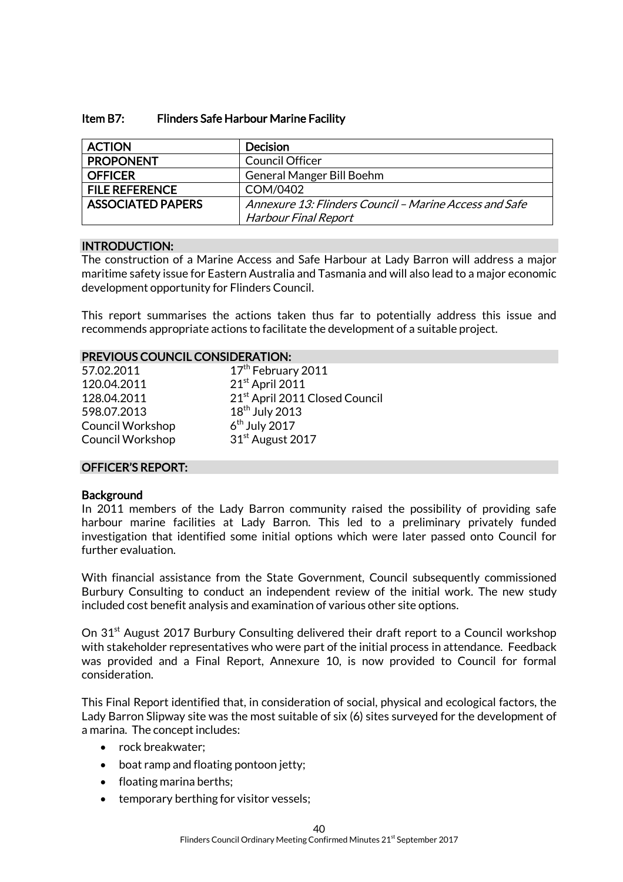### Item B7: Flinders Safe Harbour Marine Facility

| ACTION | Decision |
|---|---|
| PROPONENT | Council Officer |
| OFFICER | General Manger Bill Boehm |
| FILE REFERENCE | COM/0402 |
| ASSOCIATED PAPERS | *Annexure 13: Flinders Council – Marine Access and Safe Harbour Final Report* |

#### INTRODUCTION:

The construction of a Marine Access and Safe Harbour at Lady Barron will address a major maritime safety issue for Eastern Australia and Tasmania and will also lead to a major economic development opportunity for Flinders Council.

This report summarises the actions taken thus far to potentially address this issue and recommends appropriate actions to facilitate the development of a suitable project.

#### PREVIOUS COUNCIL CONSIDERATION:

| | |
|---|---|
| 57.02.2011 | 17th February 2011 |
| 120.04.2011 | 21st April 2011 |
| 128.04.2011 | 21st April 2011 Closed Council |
| 598.07.2013 | 18th July 2013 |
| Council Workshop | 6th July 2017 |
| Council Workshop | 31st August 2017 |

#### OFFICER'S REPORT:

**Background**

In 2011 members of the Lady Barron community raised the possibility of providing safe harbour marine facilities at Lady Barron. This led to a preliminary privately funded investigation that identified some initial options which were later passed onto Council for further evaluation.

With financial assistance from the State Government, Council subsequently commissioned Burbury Consulting to conduct an independent review of the initial work. The new study included cost benefit analysis and examination of various other site options.

On 31st August 2017 Burbury Consulting delivered their draft report to a Council workshop with stakeholder representatives who were part of the initial process in attendance. Feedback was provided and a Final Report, Annexure 10, is now provided to Council for formal consideration.

This Final Report identified that, in consideration of social, physical and ecological factors, the Lady Barron Slipway site was the most suitable of six (6) sites surveyed for the development of a marina. The concept includes:

- rock breakwater;
- boat ramp and floating pontoon jetty;
- floating marina berths;
- temporary berthing for visitor vessels;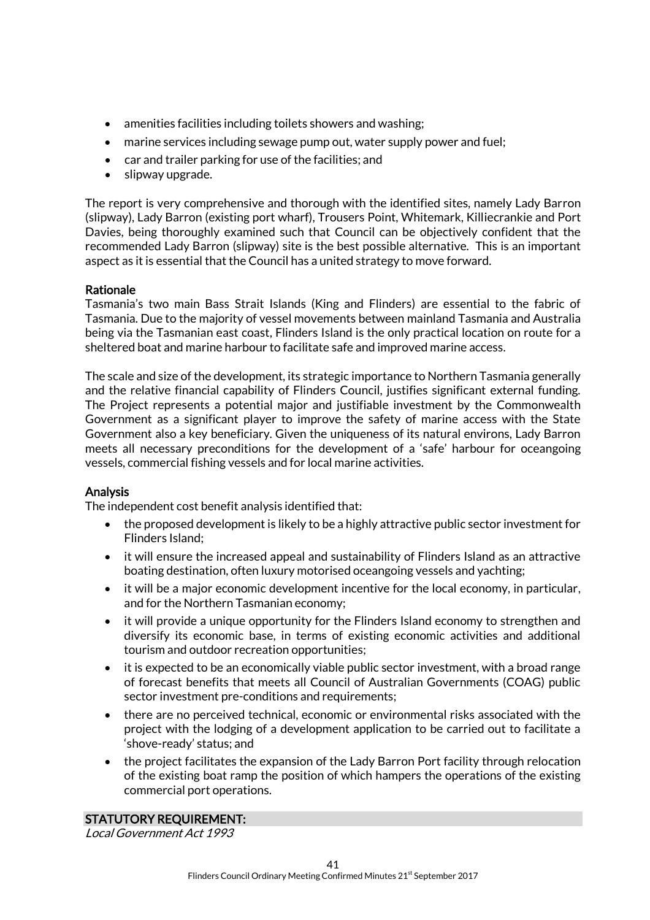- amenities facilities including toilets showers and washing;
- marine services including sewage pump out, water supply power and fuel;
- car and trailer parking for use of the facilities; and
- slipway upgrade.

The report is very comprehensive and thorough with the identified sites, namely Lady Barron (slipway), Lady Barron (existing port wharf), Trousers Point, Whitemark, Killiecrankie and Port Davies, being thoroughly examined such that Council can be objectively confident that the recommended Lady Barron (slipway) site is the best possible alternative. This is an important aspect as it is essential that the Council has a united strategy to move forward.

**Rationale**

Tasmania's two main Bass Strait Islands (King and Flinders) are essential to the fabric of Tasmania. Due to the majority of vessel movements between mainland Tasmania and Australia being via the Tasmanian east coast, Flinders Island is the only practical location on route for a sheltered boat and marine harbour to facilitate safe and improved marine access.

The scale and size of the development, its strategic importance to Northern Tasmania generally and the relative financial capability of Flinders Council, justifies significant external funding. The Project represents a potential major and justifiable investment by the Commonwealth Government as a significant player to improve the safety of marine access with the State Government also a key beneficiary. Given the uniqueness of its natural environs, Lady Barron meets all necessary preconditions for the development of a 'safe' harbour for oceangoing vessels, commercial fishing vessels and for local marine activities.

**Analysis**

The independent cost benefit analysis identified that:

- the proposed development is likely to be a highly attractive public sector investment for Flinders Island;
- it will ensure the increased appeal and sustainability of Flinders Island as an attractive boating destination, often luxury motorised oceangoing vessels and yachting;
- it will be a major economic development incentive for the local economy, in particular, and for the Northern Tasmanian economy;
- it will provide a unique opportunity for the Flinders Island economy to strengthen and diversify its economic base, in terms of existing economic activities and additional tourism and outdoor recreation opportunities;
- it is expected to be an economically viable public sector investment, with a broad range of forecast benefits that meets all Council of Australian Governments (COAG) public sector investment pre-conditions and requirements;
- there are no perceived technical, economic or environmental risks associated with the project with the lodging of a development application to be carried out to facilitate a 'shove-ready' status; and
- the project facilitates the expansion of the Lady Barron Port facility through relocation of the existing boat ramp the position of which hampers the operations of the existing commercial port operations.

**STATUTORY REQUIREMENT:**

*Local Government Act 1993*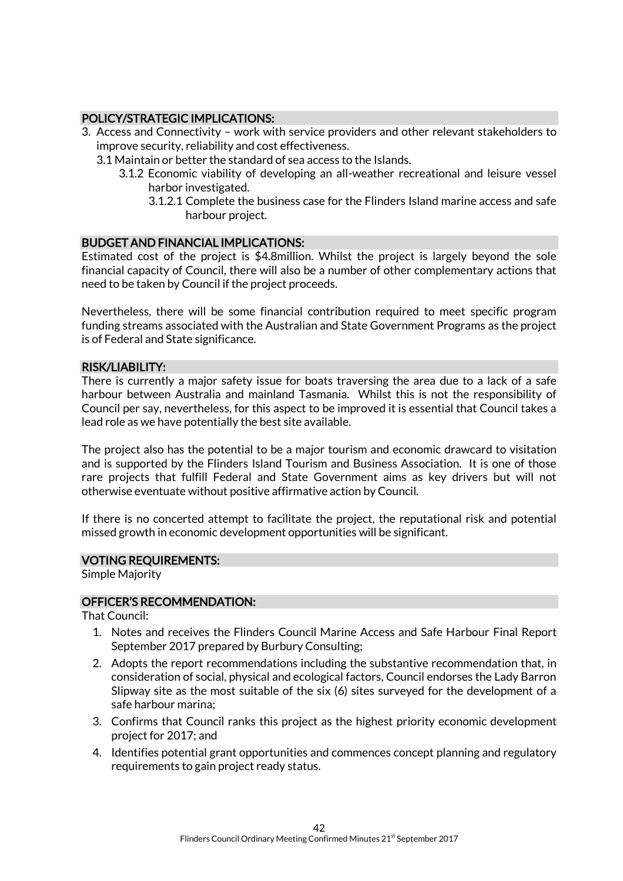## POLICY/STRATEGIC IMPLICATIONS:

3. Access and Connectivity – work with service providers and other relevant stakeholders to improve security, reliability and cost effectiveness.
   - 3.1 Maintain or better the standard of sea access to the Islands.
     - 3.1.2 Economic viability of developing an all-weather recreational and leisure vessel harbor investigated.
       - 3.1.2.1 Complete the business case for the Flinders Island marine access and safe harbour project.

## BUDGET AND FINANCIAL IMPLICATIONS:

Estimated cost of the project is \$4.8million. Whilst the project is largely beyond the sole financial capacity of Council, there will also be a number of other complementary actions that need to be taken by Council if the project proceeds.

Nevertheless, there will be some financial contribution required to meet specific program funding streams associated with the Australian and State Government Programs as the project is of Federal and State significance.

## RISK/LIABILITY:

There is currently a major safety issue for boats traversing the area due to a lack of a safe harbour between Australia and mainland Tasmania. Whilst this is not the responsibility of Council per say, nevertheless, for this aspect to be improved it is essential that Council takes a lead role as we have potentially the best site available.

The project also has the potential to be a major tourism and economic drawcard to visitation and is supported by the Flinders Island Tourism and Business Association. It is one of those rare projects that fulfill Federal and State Government aims as key drivers but will not otherwise eventuate without positive affirmative action by Council.

If there is no concerted attempt to facilitate the project, the reputational risk and potential missed growth in economic development opportunities will be significant.

## VOTING REQUIREMENTS:

Simple Majority

## OFFICER'S RECOMMENDATION:

That Council:

1. Notes and receives the Flinders Council Marine Access and Safe Harbour Final Report September 2017 prepared by Burbury Consulting;
2. Adopts the report recommendations including the substantive recommendation that, in consideration of social, physical and ecological factors, Council endorses the Lady Barron Slipway site as the most suitable of the six (6) sites surveyed for the development of a safe harbour marina;
3. Confirms that Council ranks this project as the highest priority economic development project for 2017; and
4. Identifies potential grant opportunities and commences concept planning and regulatory requirements to gain project ready status.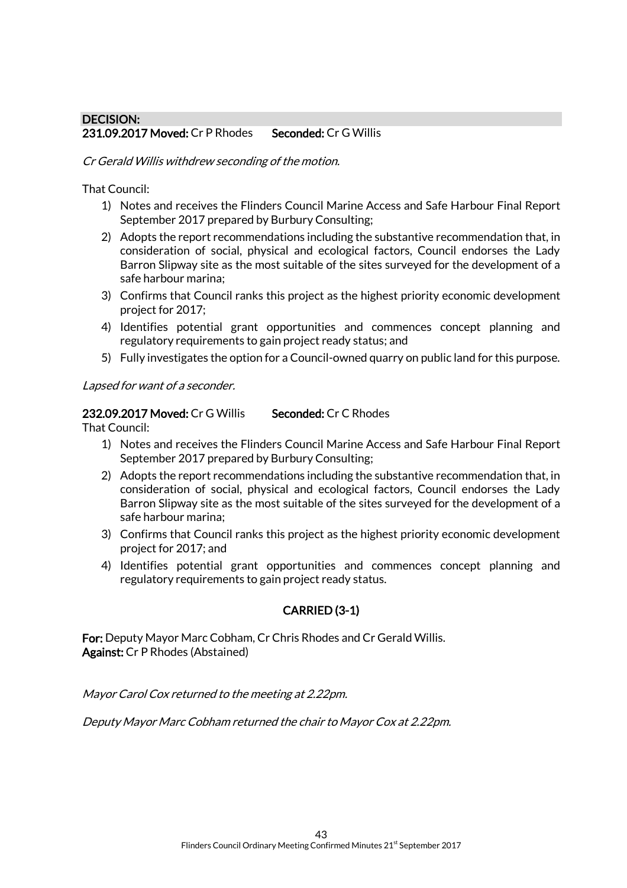**DECISION:**

**231.09.2017 Moved:** Cr P Rhodes **Seconded:** Cr G Willis

*Cr Gerald Willis withdrew seconding of the motion.*

That Council:

1) Notes and receives the Flinders Council Marine Access and Safe Harbour Final Report September 2017 prepared by Burbury Consulting;
2) Adopts the report recommendations including the substantive recommendation that, in consideration of social, physical and ecological factors, Council endorses the Lady Barron Slipway site as the most suitable of the sites surveyed for the development of a safe harbour marina;
3) Confirms that Council ranks this project as the highest priority economic development project for 2017;
4) Identifies potential grant opportunities and commences concept planning and regulatory requirements to gain project ready status; and
5) Fully investigates the option for a Council-owned quarry on public land for this purpose.

*Lapsed for want of a seconder.*

**232.09.2017 Moved:** Cr G Willis **Seconded:** Cr C Rhodes

That Council:

1) Notes and receives the Flinders Council Marine Access and Safe Harbour Final Report September 2017 prepared by Burbury Consulting;
2) Adopts the report recommendations including the substantive recommendation that, in consideration of social, physical and ecological factors, Council endorses the Lady Barron Slipway site as the most suitable of the sites surveyed for the development of a safe harbour marina;
3) Confirms that Council ranks this project as the highest priority economic development project for 2017; and
4) Identifies potential grant opportunities and commences concept planning and regulatory requirements to gain project ready status.

**CARRIED (3-1)**

**For:** Deputy Mayor Marc Cobham, Cr Chris Rhodes and Cr Gerald Willis.
**Against:** Cr P Rhodes (Abstained)

*Mayor Carol Cox returned to the meeting at 2.22pm.*

*Deputy Mayor Marc Cobham returned the chair to Mayor Cox at 2.22pm.*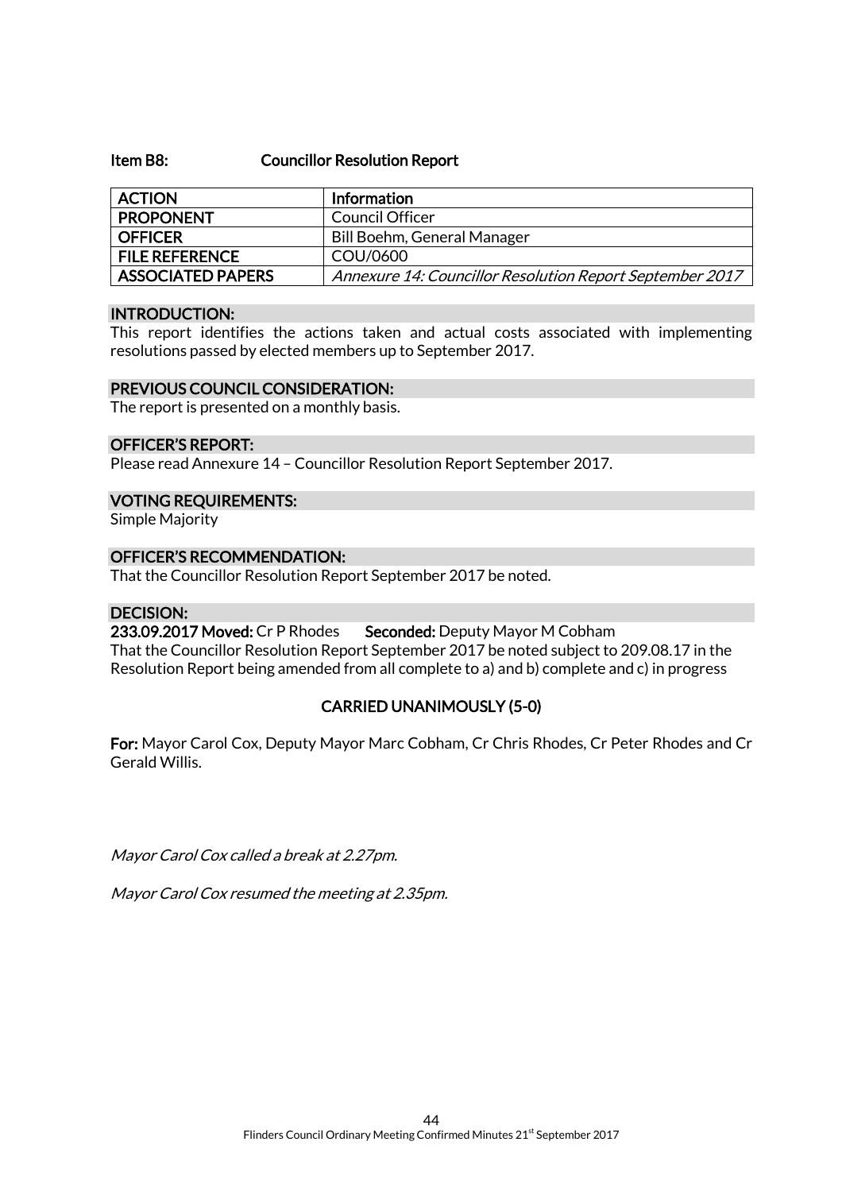### Item B8: Councillor Resolution Report

| ACTION | Information |
|---|---|
| PROPONENT | Council Officer |
| OFFICER | Bill Boehm, General Manager |
| FILE REFERENCE | COU/0600 |
| ASSOCIATED PAPERS | *Annexure 14: Councillor Resolution Report September 2017* |

**INTRODUCTION:**

This report identifies the actions taken and actual costs associated with implementing resolutions passed by elected members up to September 2017.

**PREVIOUS COUNCIL CONSIDERATION:**

The report is presented on a monthly basis.

**OFFICER'S REPORT:**

Please read Annexure 14 – Councillor Resolution Report September 2017.

**VOTING REQUIREMENTS:**

Simple Majority

**OFFICER'S RECOMMENDATION:**

That the Councillor Resolution Report September 2017 be noted.

**DECISION:**

**233.09.2017 Moved:** Cr P Rhodes **Seconded:** Deputy Mayor M Cobham

That the Councillor Resolution Report September 2017 be noted subject to 209.08.17 in the Resolution Report being amended from all complete to a) and b) complete and c) in progress

**CARRIED UNANIMOUSLY (5-0)**

**For:** Mayor Carol Cox, Deputy Mayor Marc Cobham, Cr Chris Rhodes, Cr Peter Rhodes and Cr Gerald Willis.

*Mayor Carol Cox called a break at 2.27pm.*

*Mayor Carol Cox resumed the meeting at 2.35pm.*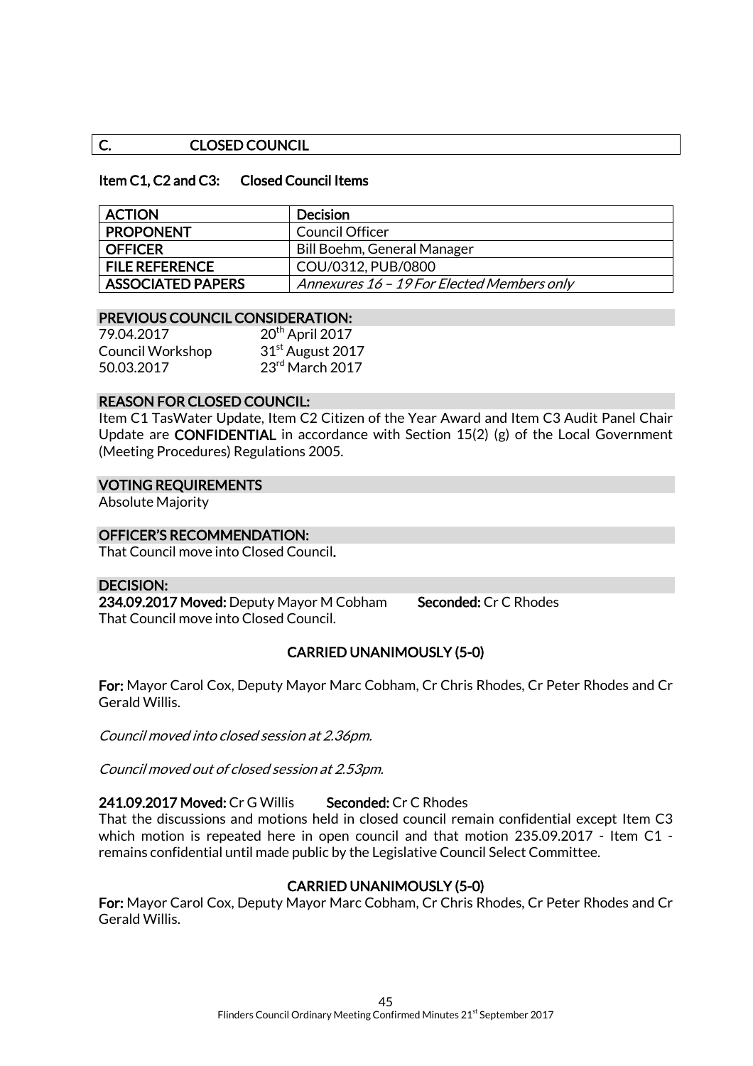## C. CLOSED COUNCIL

### Item C1, C2 and C3: Closed Council Items

| ACTION | Decision |
|---|---|
| PROPONENT | Council Officer |
| OFFICER | Bill Boehm, General Manager |
| FILE REFERENCE | COU/0312, PUB/0800 |
| ASSOCIATED PAPERS | *Annexures 16 – 19 For Elected Members only* |

**PREVIOUS COUNCIL CONSIDERATION:**

79.04.2017 — 20th April 2017
Council Workshop — 31st August 2017
50.03.2017 — 23rd March 2017

**REASON FOR CLOSED COUNCIL:**

Item C1 TasWater Update, Item C2 Citizen of the Year Award and Item C3 Audit Panel Chair Update are **CONFIDENTIAL** in accordance with Section 15(2) (g) of the Local Government (Meeting Procedures) Regulations 2005.

**VOTING REQUIREMENTS**

Absolute Majority

**OFFICER'S RECOMMENDATION:**

That Council move into Closed Council.

**DECISION:**

**234.09.2017 Moved:** Deputy Mayor M Cobham **Seconded:** Cr C Rhodes
That Council move into Closed Council.

**CARRIED UNANIMOUSLY (5-0)**

**For:** Mayor Carol Cox, Deputy Mayor Marc Cobham, Cr Chris Rhodes, Cr Peter Rhodes and Cr Gerald Willis.

*Council moved into closed session at 2.36pm.*

*Council moved out of closed session at 2.53pm.*

**241.09.2017 Moved:** Cr G Willis **Seconded:** Cr C Rhodes
That the discussions and motions held in closed council remain confidential except Item C3 which motion is repeated here in open council and that motion 235.09.2017 - Item C1 - remains confidential until made public by the Legislative Council Select Committee.

**CARRIED UNANIMOUSLY (5-0)**

**For:** Mayor Carol Cox, Deputy Mayor Marc Cobham, Cr Chris Rhodes, Cr Peter Rhodes and Cr Gerald Willis.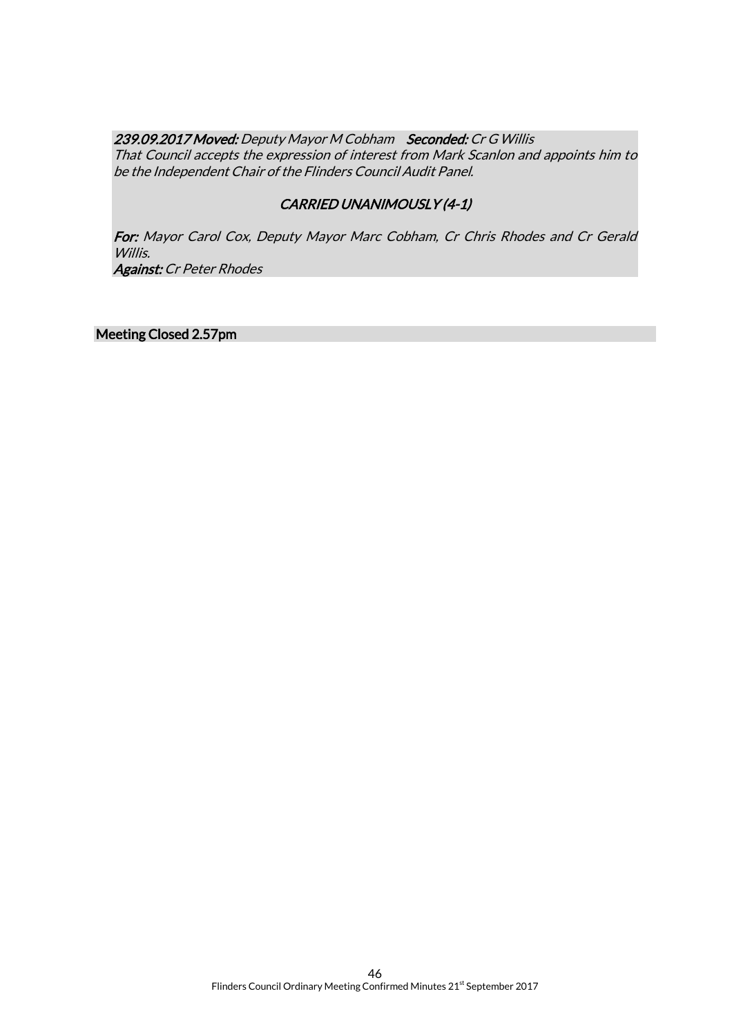***239.09.2017 Moved:*** *Deputy Mayor M Cobham* ***Seconded:*** *Cr G Willis*
*That Council accepts the expression of interest from Mark Scanlon and appoints him to be the Independent Chair of the Flinders Council Audit Panel.*

*CARRIED UNANIMOUSLY (4-1)*

***For:*** *Mayor Carol Cox, Deputy Mayor Marc Cobham, Cr Chris Rhodes and Cr Gerald Willis.*
***Against:*** *Cr Peter Rhodes*

**Meeting Closed 2.57pm**